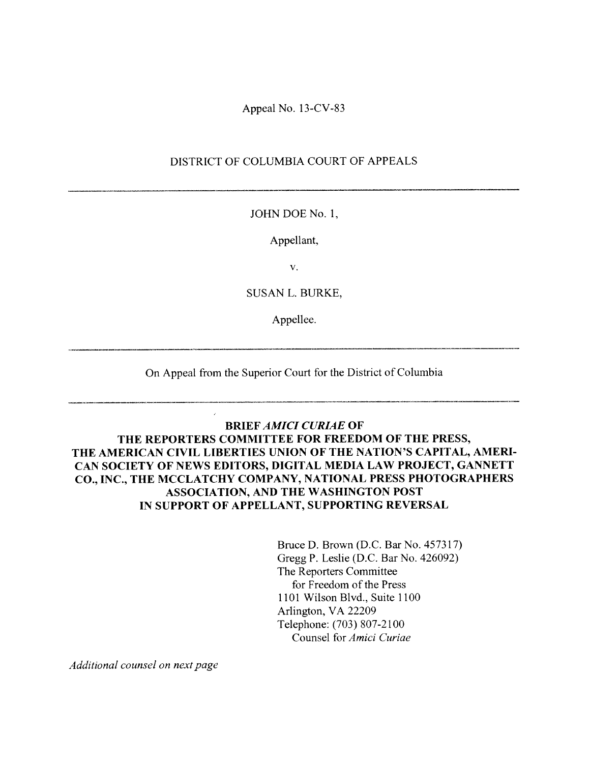Appeal No. 13-CV-83

DISTRICT OF COLUMBIA COURT OF APPEALS

---

JOHN DOE No. 1,

Appellant,

v.

SUSAN L. BURKE,

Appellee.

---

On Appeal from the Superior Court for the District of Columbia

---

**BRIEF *AMICI CURIAE* OF THE REPORTERS COMMITTEE FOR FREEDOM OF THE PRESS, THE AMERICAN CIVIL LIBERTIES UNION OF THE NATION'S CAPITAL, AMERICAN SOCIETY OF NEWS EDITORS, DIGITAL MEDIA LAW PROJECT, GANNETT CO., INC., THE MCCLATCHY COMPANY, NATIONAL PRESS PHOTOGRAPHERS ASSOCIATION, AND THE WASHINGTON POST IN SUPPORT OF APPELLANT, SUPPORTING REVERSAL**

Bruce D. Brown (D.C. Bar No. 457317)
Gregg P. Leslie (D.C. Bar No. 426092)
The Reporters Committee
for Freedom of the Press
1101 Wilson Blvd., Suite 1100
Arlington, VA 22209
Telephone: (703) 807-2100
Counsel for *Amici Curiae*

*Additional counsel on next page*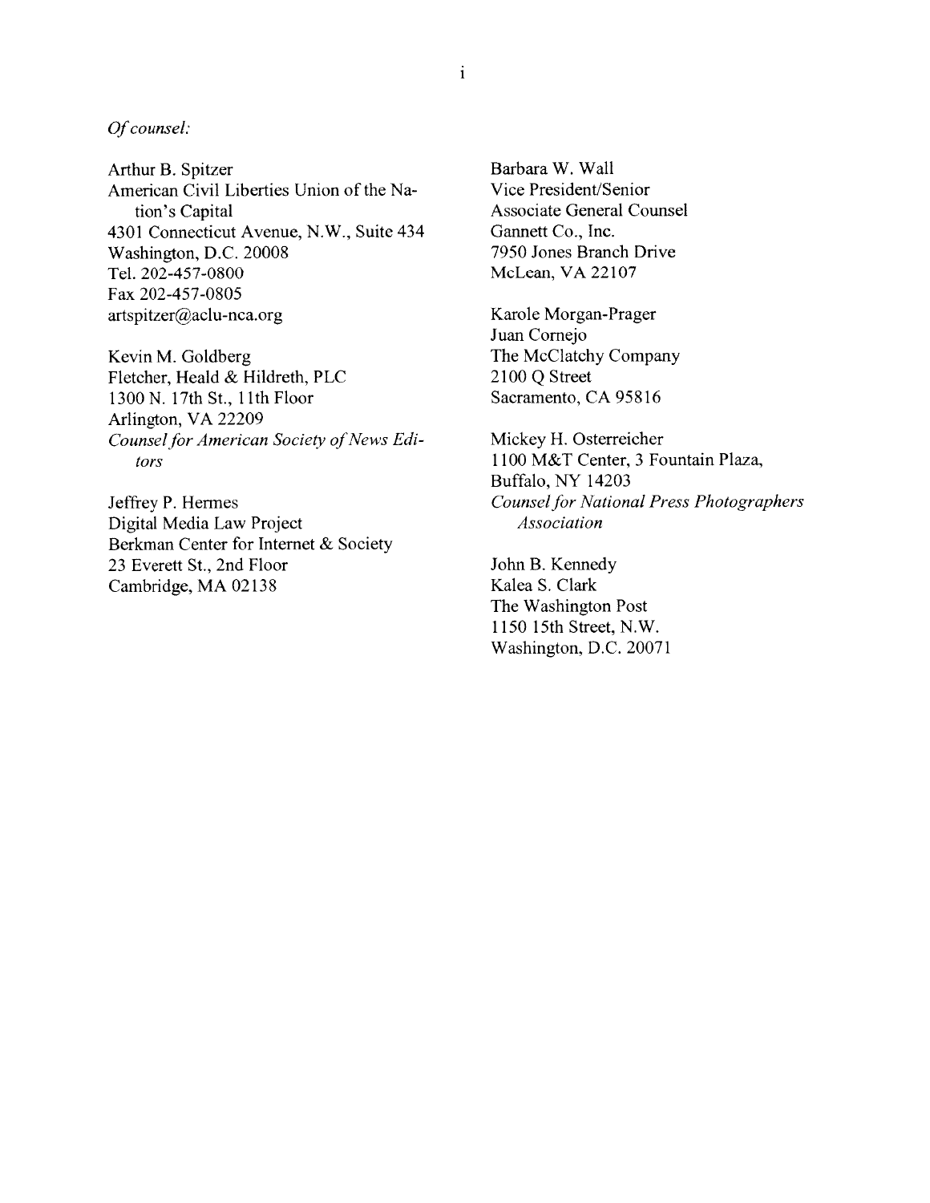*Of counsel:*

Arthur B. Spitzer
American Civil Liberties Union of the Nation's Capital
4301 Connecticut Avenue, N.W., Suite 434
Washington, D.C. 20008
Tel. 202-457-0800
Fax 202-457-0805
artspitzer@aclu-nca.org

Kevin M. Goldberg
Fletcher, Heald & Hildreth, PLC
1300 N. 17th St., 11th Floor
Arlington, VA 22209
*Counsel for American Society of News Editors*

Jeffrey P. Hermes
Digital Media Law Project
Berkman Center for Internet & Society
23 Everett St., 2nd Floor
Cambridge, MA 02138

Barbara W. Wall
Vice President/Senior
Associate General Counsel
Gannett Co., Inc.
7950 Jones Branch Drive
McLean, VA 22107

Karole Morgan-Prager
Juan Cornejo
The McClatchy Company
2100 Q Street
Sacramento, CA 95816

Mickey H. Osterreicher
1100 M&T Center, 3 Fountain Plaza,
Buffalo, NY 14203
*Counsel for National Press Photographers Association*

John B. Kennedy
Kalea S. Clark
The Washington Post
1150 15th Street, N.W.
Washington, D.C. 20071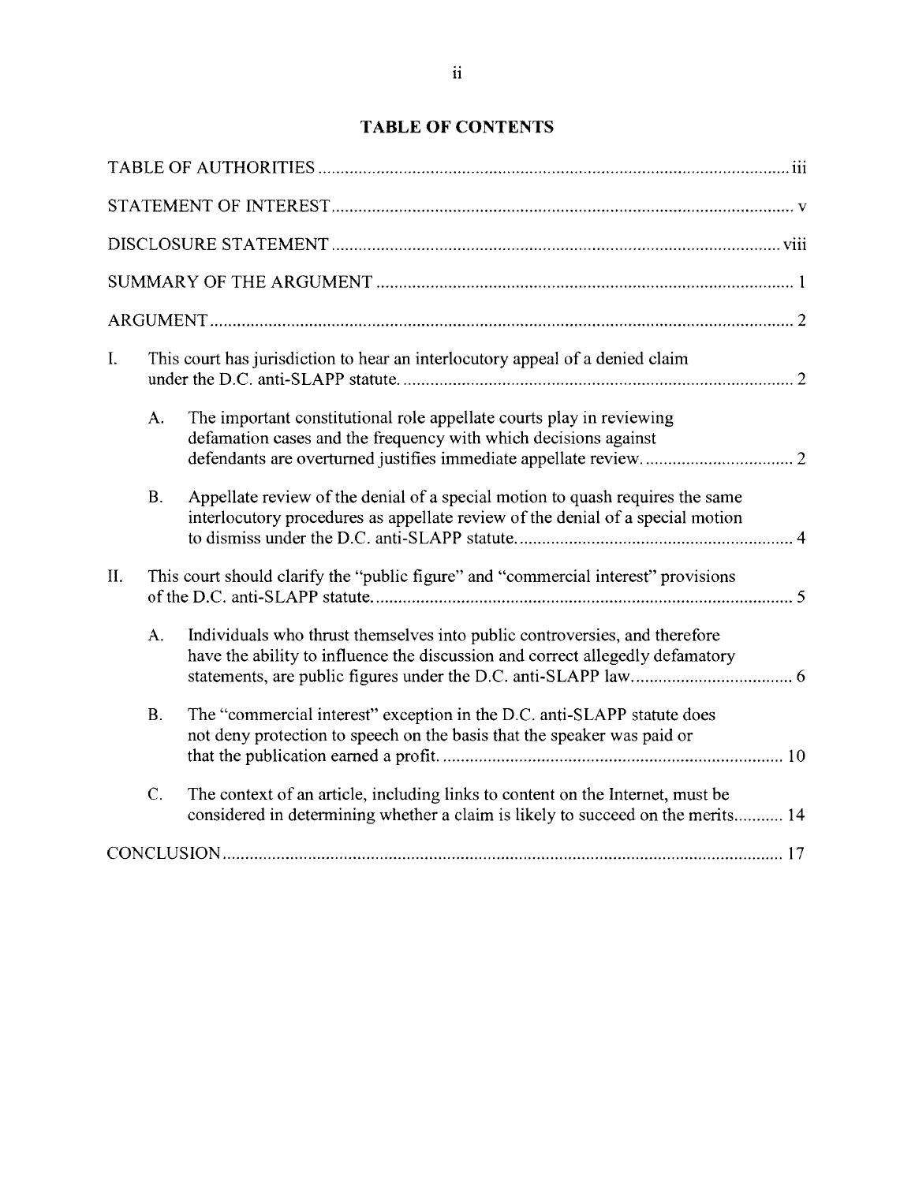## TABLE OF CONTENTS

TABLE OF AUTHORITIES ..... iii

STATEMENT OF INTEREST ..... v

DISCLOSURE STATEMENT ..... viii

SUMMARY OF THE ARGUMENT ..... 1

ARGUMENT ..... 2

I. This court has jurisdiction to hear an interlocutory appeal of a denied claim under the D.C. anti-SLAPP statute. ..... 2

  A. The important constitutional role appellate courts play in reviewing defamation cases and the frequency with which decisions against defendants are overturned justifies immediate appellate review. ..... 2

  B. Appellate review of the denial of a special motion to quash requires the same interlocutory procedures as appellate review of the denial of a special motion to dismiss under the D.C. anti-SLAPP statute. ..... 4

II. This court should clarify the "public figure" and "commercial interest" provisions of the D.C. anti-SLAPP statute. ..... 5

  A. Individuals who thrust themselves into public controversies, and therefore have the ability to influence the discussion and correct allegedly defamatory statements, are public figures under the D.C. anti-SLAPP law. ..... 6

  B. The "commercial interest" exception in the D.C. anti-SLAPP statute does not deny protection to speech on the basis that the speaker was paid or that the publication earned a profit. ..... 10

  C. The context of an article, including links to content on the Internet, must be considered in determining whether a claim is likely to succeed on the merits ..... 14

CONCLUSION ..... 17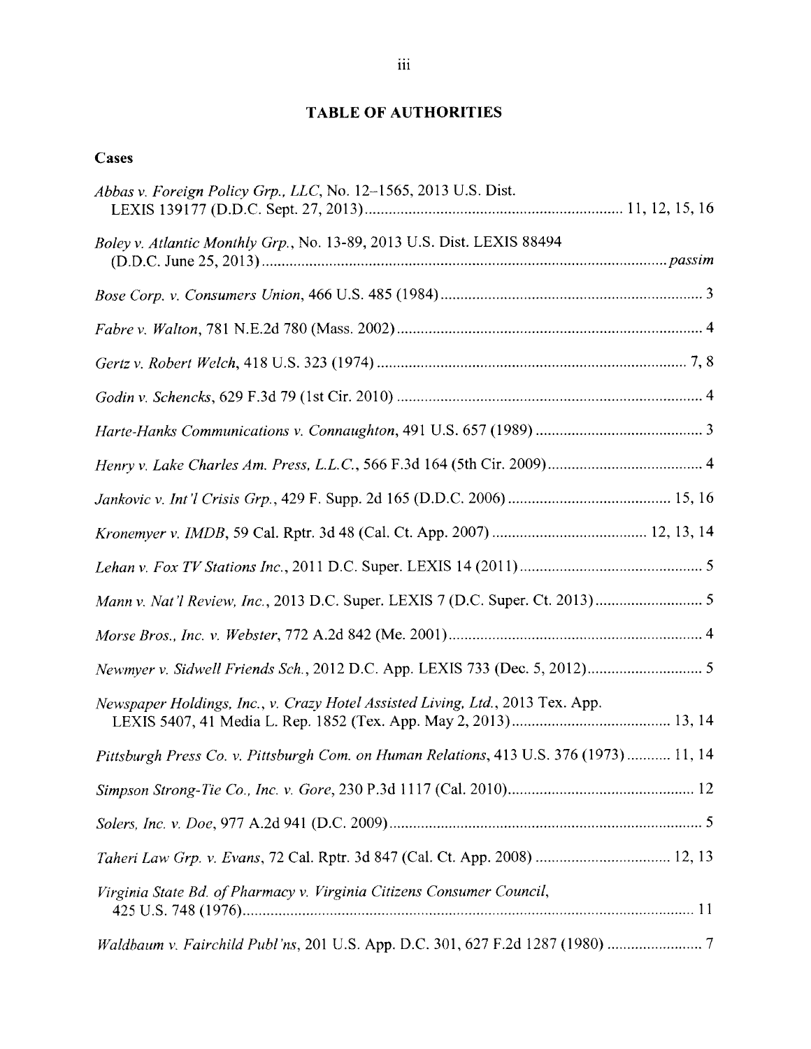# TABLE OF AUTHORITIES

## Cases

*Abbas v. Foreign Policy Grp., LLC*, No. 12–1565, 2013 U.S. Dist. LEXIS 139177 (D.D.C. Sept. 27, 2013) ............ 11, 12, 15, 16

*Boley v. Atlantic Monthly Grp.*, No. 13-89, 2013 U.S. Dist. LEXIS 88494 (D.D.C. June 25, 2013) ............ *passim*

*Bose Corp. v. Consumers Union*, 466 U.S. 485 (1984) ............ 3

*Fabre v. Walton*, 781 N.E.2d 780 (Mass. 2002) ............ 4

*Gertz v. Robert Welch*, 418 U.S. 323 (1974) ............ 7, 8

*Godin v. Schencks*, 629 F.3d 79 (1st Cir. 2010) ............ 4

*Harte-Hanks Communications v. Connaughton*, 491 U.S. 657 (1989) ............ 3

*Henry v. Lake Charles Am. Press, L.L.C.*, 566 F.3d 164 (5th Cir. 2009) ............ 4

*Jankovic v. Int'l Crisis Grp.*, 429 F. Supp. 2d 165 (D.D.C. 2006) ............ 15, 16

*Kronemyer v. IMDB*, 59 Cal. Rptr. 3d 48 (Cal. Ct. App. 2007) ............ 12, 13, 14

*Lehan v. Fox TV Stations Inc.*, 2011 D.C. Super. LEXIS 14 (2011) ............ 5

*Mann v. Nat'l Review, Inc.*, 2013 D.C. Super. LEXIS 7 (D.C. Super. Ct. 2013) ............ 5

*Morse Bros., Inc. v. Webster*, 772 A.2d 842 (Me. 2001) ............ 4

*Newmyer v. Sidwell Friends Sch.*, 2012 D.C. App. LEXIS 733 (Dec. 5, 2012) ............ 5

*Newspaper Holdings, Inc., v. Crazy Hotel Assisted Living, Ltd.*, 2013 Tex. App. LEXIS 5407, 41 Media L. Rep. 1852 (Tex. App. May 2, 2013) ............ 13, 14

*Pittsburgh Press Co. v. Pittsburgh Com. on Human Relations*, 413 U.S. 376 (1973) ............ 11, 14

*Simpson Strong-Tie Co., Inc. v. Gore*, 230 P.3d 1117 (Cal. 2010) ............ 12

*Solers, Inc. v. Doe*, 977 A.2d 941 (D.C. 2009) ............ 5

*Taheri Law Grp. v. Evans*, 72 Cal. Rptr. 3d 847 (Cal. Ct. App. 2008) ............ 12, 13

*Virginia State Bd. of Pharmacy v. Virginia Citizens Consumer Council*, 425 U.S. 748 (1976) ............ 11

*Waldbaum v. Fairchild Publ'ns*, 201 U.S. App. D.C. 301, 627 F.2d 1287 (1980) ............ 7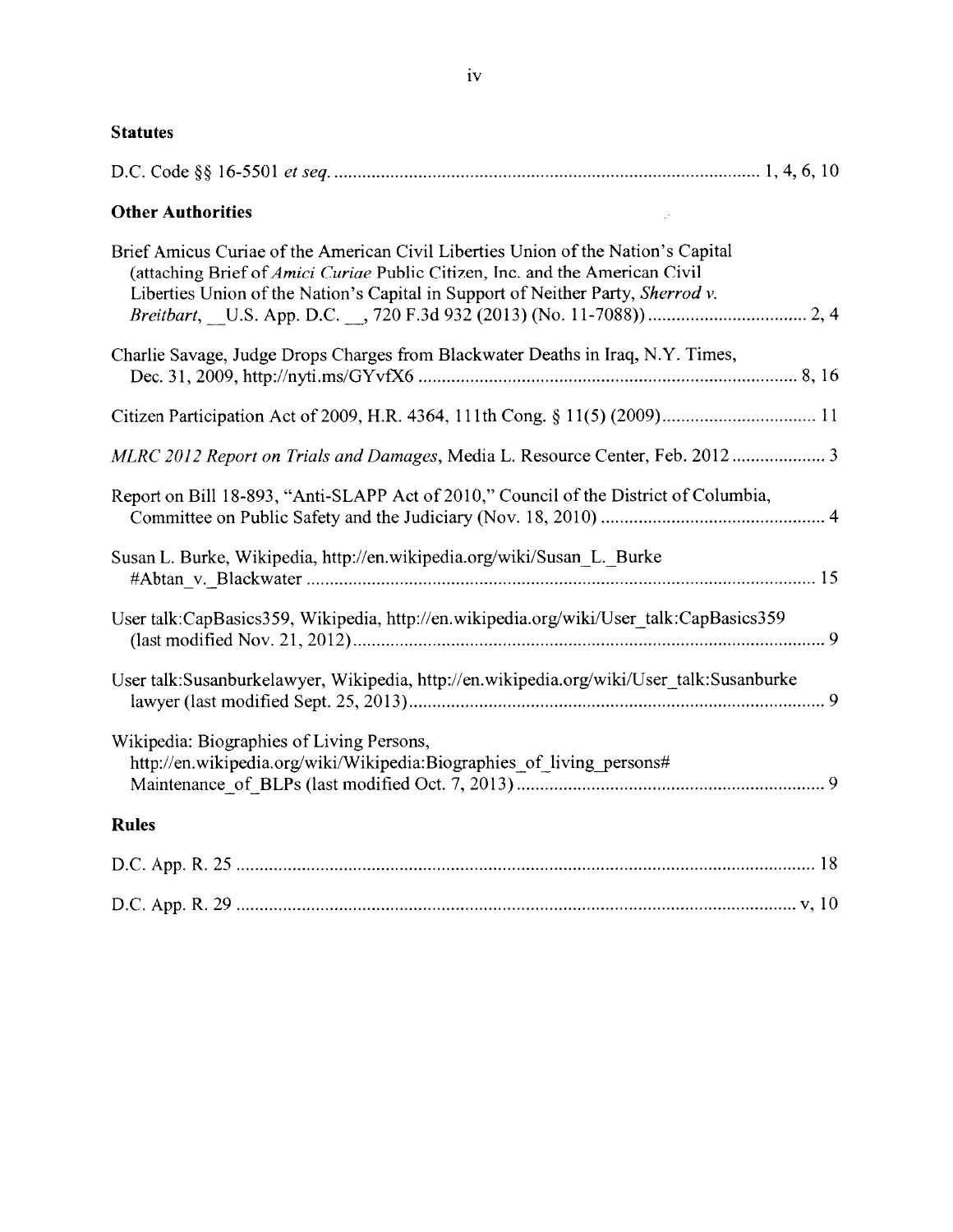## Statutes

D.C. Code §§ 16-5501 *et seq.* .......................................................................................... 1, 4, 6, 10

## Other Authorities

Brief Amicus Curiae of the American Civil Liberties Union of the Nation's Capital (attaching Brief of *Amici Curiae* Public Citizen, Inc. and the American Civil Liberties Union of the Nation's Capital in Support of Neither Party, *Sherrod v. Breitbart*, __U.S. App. D.C. __, 720 F.3d 932 (2013) (No. 11-7088)) .................................. 2, 4

Charlie Savage, Judge Drops Charges from Blackwater Deaths in Iraq, N.Y. Times, Dec. 31, 2009, http://nyti.ms/GYvfX6 ................................................................................ 8, 16

Citizen Participation Act of 2009, H.R. 4364, 111th Cong. § 11(5) (2009)................................. 11

*MLRC 2012 Report on Trials and Damages*, Media L. Resource Center, Feb. 2012 .................... 3

Report on Bill 18-893, "Anti-SLAPP Act of 2010," Council of the District of Columbia, Committee on Public Safety and the Judiciary (Nov. 18, 2010) ............................................... 4

Susan L. Burke, Wikipedia, http://en.wikipedia.org/wiki/Susan_L._Burke #Abtan_v._Blackwater ........................................................................................................... 15

User talk:CapBasics359, Wikipedia, http://en.wikipedia.org/wiki/User_talk:CapBasics359 (last modified Nov. 21, 2012).................................................................................................... 9

User talk:Susanburkelawyer, Wikipedia, http://en.wikipedia.org/wiki/User_talk:Susanburke lawyer (last modified Sept. 25, 2013)........................................................................................ 9

Wikipedia: Biographies of Living Persons, http://en.wikipedia.org/wiki/Wikipedia:Biographies_of_living_persons# Maintenance_of_BLPs (last modified Oct. 7, 2013)................................................................ 9

## Rules

D.C. App. R. 25 .......................................................................................................................... 18

D.C. App. R. 29 ....................................................................................................................... v, 10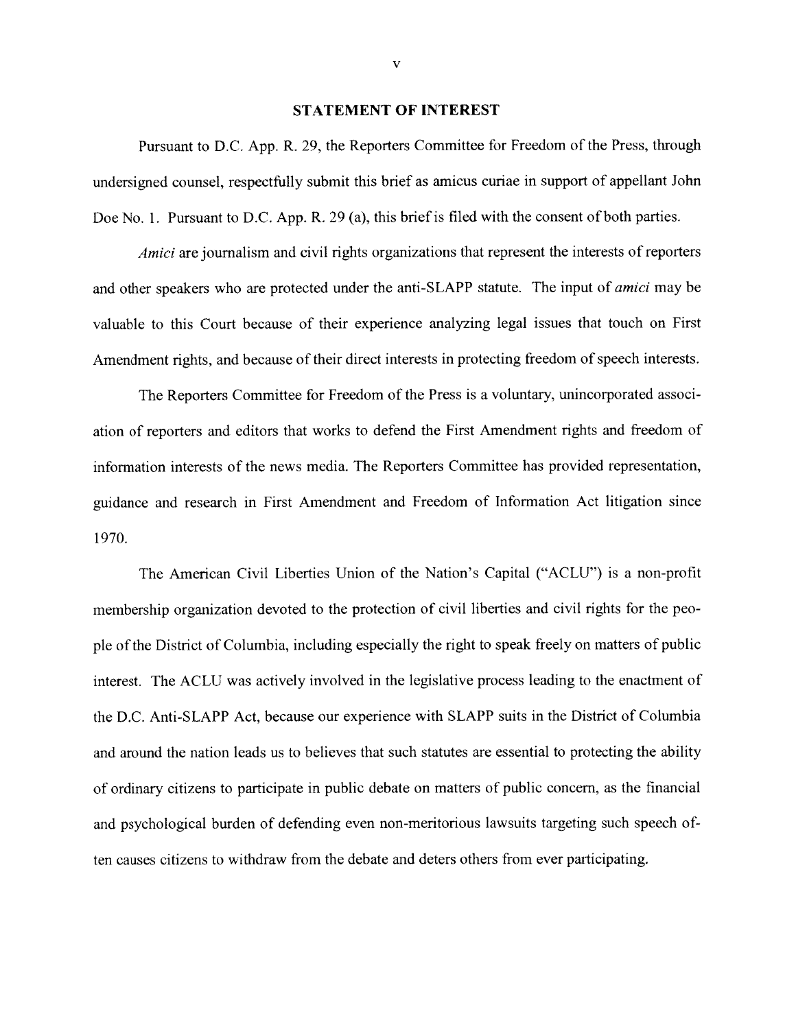## STATEMENT OF INTEREST

Pursuant to D.C. App. R. 29, the Reporters Committee for Freedom of the Press, through undersigned counsel, respectfully submit this brief as amicus curiae in support of appellant John Doe No. 1. Pursuant to D.C. App. R. 29 (a), this brief is filed with the consent of both parties.

*Amici* are journalism and civil rights organizations that represent the interests of reporters and other speakers who are protected under the anti-SLAPP statute. The input of *amici* may be valuable to this Court because of their experience analyzing legal issues that touch on First Amendment rights, and because of their direct interests in protecting freedom of speech interests.

The Reporters Committee for Freedom of the Press is a voluntary, unincorporated association of reporters and editors that works to defend the First Amendment rights and freedom of information interests of the news media. The Reporters Committee has provided representation, guidance and research in First Amendment and Freedom of Information Act litigation since 1970.

The American Civil Liberties Union of the Nation's Capital ("ACLU") is a non-profit membership organization devoted to the protection of civil liberties and civil rights for the people of the District of Columbia, including especially the right to speak freely on matters of public interest. The ACLU was actively involved in the legislative process leading to the enactment of the D.C. Anti-SLAPP Act, because our experience with SLAPP suits in the District of Columbia and around the nation leads us to believes that such statutes are essential to protecting the ability of ordinary citizens to participate in public debate on matters of public concern, as the financial and psychological burden of defending even non-meritorious lawsuits targeting such speech often causes citizens to withdraw from the debate and deters others from ever participating.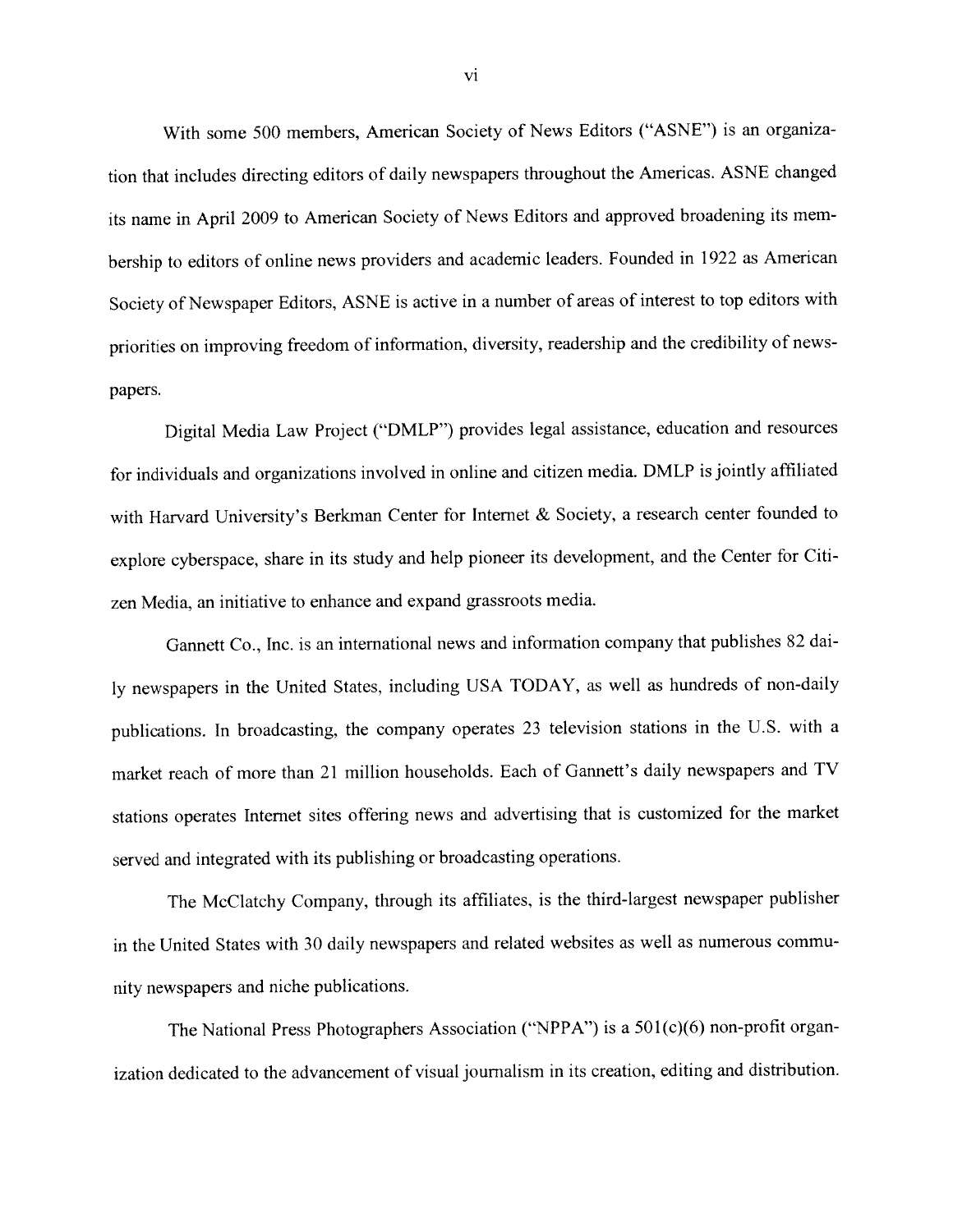With some 500 members, American Society of News Editors ("ASNE") is an organization that includes directing editors of daily newspapers throughout the Americas. ASNE changed its name in April 2009 to American Society of News Editors and approved broadening its membership to editors of online news providers and academic leaders. Founded in 1922 as American Society of Newspaper Editors, ASNE is active in a number of areas of interest to top editors with priorities on improving freedom of information, diversity, readership and the credibility of newspapers.

Digital Media Law Project ("DMLP") provides legal assistance, education and resources for individuals and organizations involved in online and citizen media. DMLP is jointly affiliated with Harvard University's Berkman Center for Internet & Society, a research center founded to explore cyberspace, share in its study and help pioneer its development, and the Center for Citizen Media, an initiative to enhance and expand grassroots media.

Gannett Co., Inc. is an international news and information company that publishes 82 daily newspapers in the United States, including USA TODAY, as well as hundreds of non-daily publications. In broadcasting, the company operates 23 television stations in the U.S. with a market reach of more than 21 million households. Each of Gannett's daily newspapers and TV stations operates Internet sites offering news and advertising that is customized for the market served and integrated with its publishing or broadcasting operations.

The McClatchy Company, through its affiliates, is the third-largest newspaper publisher in the United States with 30 daily newspapers and related websites as well as numerous community newspapers and niche publications.

The National Press Photographers Association ("NPPA") is a 501(c)(6) non-profit organization dedicated to the advancement of visual journalism in its creation, editing and distribution.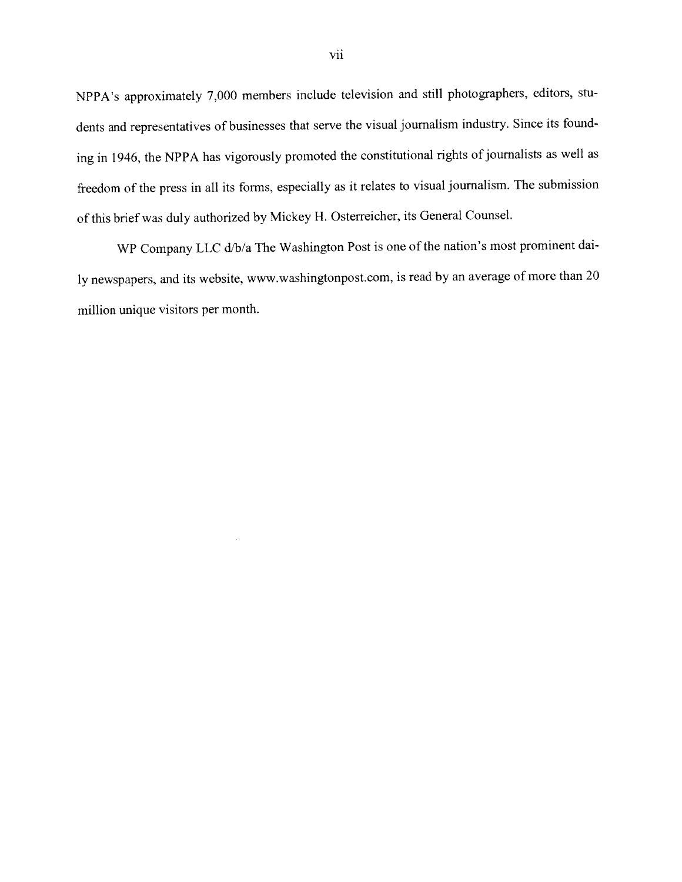NPPA's approximately 7,000 members include television and still photographers, editors, students and representatives of businesses that serve the visual journalism industry. Since its founding in 1946, the NPPA has vigorously promoted the constitutional rights of journalists as well as freedom of the press in all its forms, especially as it relates to visual journalism. The submission of this brief was duly authorized by Mickey H. Osterreicher, its General Counsel.

WP Company LLC d/b/a The Washington Post is one of the nation's most prominent daily newspapers, and its website, www.washingtonpost.com, is read by an average of more than 20 million unique visitors per month.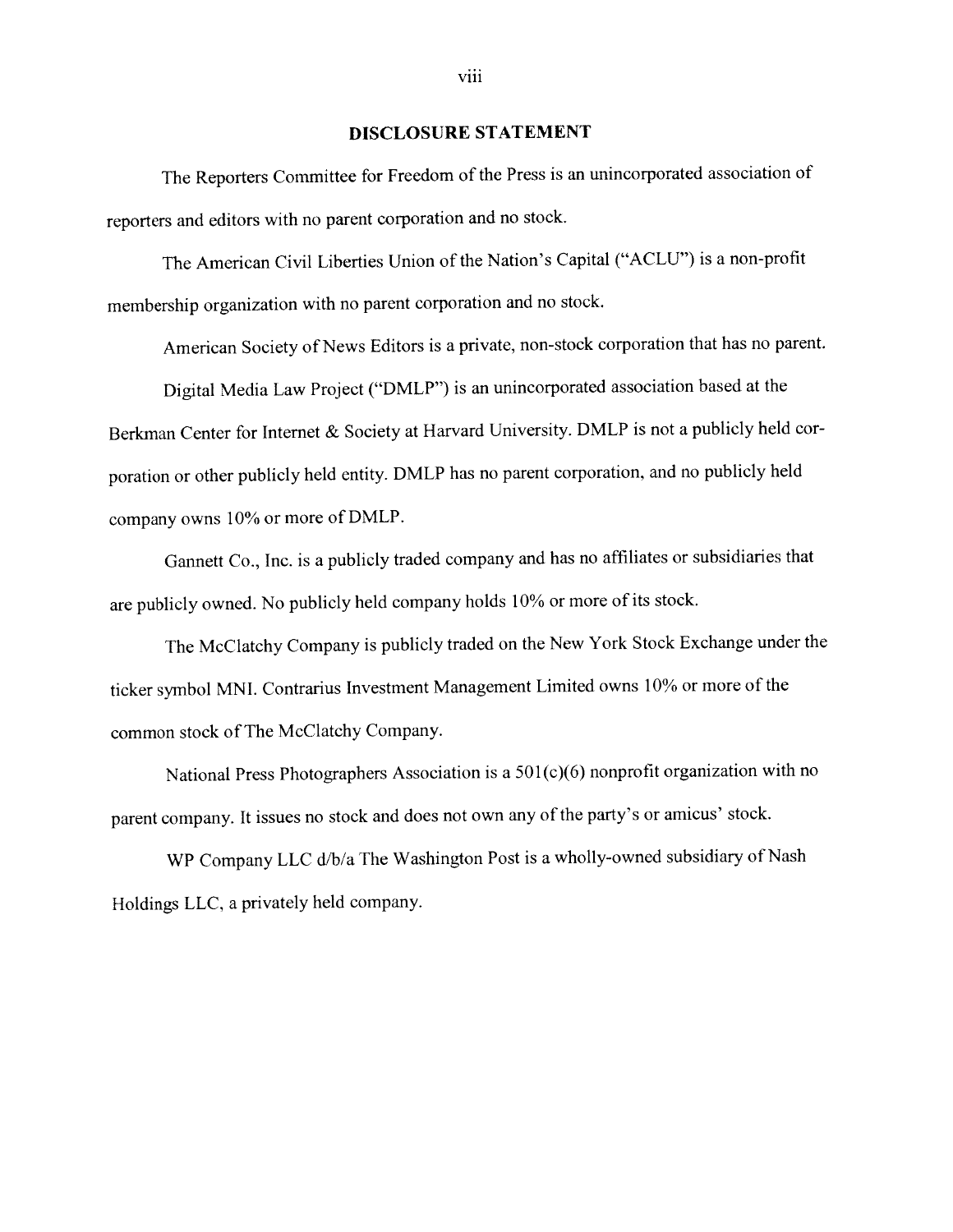## DISCLOSURE STATEMENT

The Reporters Committee for Freedom of the Press is an unincorporated association of reporters and editors with no parent corporation and no stock.

The American Civil Liberties Union of the Nation's Capital ("ACLU") is a non-profit membership organization with no parent corporation and no stock.

American Society of News Editors is a private, non-stock corporation that has no parent.

Digital Media Law Project ("DMLP") is an unincorporated association based at the Berkman Center for Internet & Society at Harvard University. DMLP is not a publicly held corporation or other publicly held entity. DMLP has no parent corporation, and no publicly held company owns 10% or more of DMLP.

Gannett Co., Inc. is a publicly traded company and has no affiliates or subsidiaries that are publicly owned. No publicly held company holds 10% or more of its stock.

The McClatchy Company is publicly traded on the New York Stock Exchange under the ticker symbol MNI. Contrarius Investment Management Limited owns 10% or more of the common stock of The McClatchy Company.

National Press Photographers Association is a 501(c)(6) nonprofit organization with no parent company. It issues no stock and does not own any of the party's or amicus' stock.

WP Company LLC d/b/a The Washington Post is a wholly-owned subsidiary of Nash Holdings LLC, a privately held company.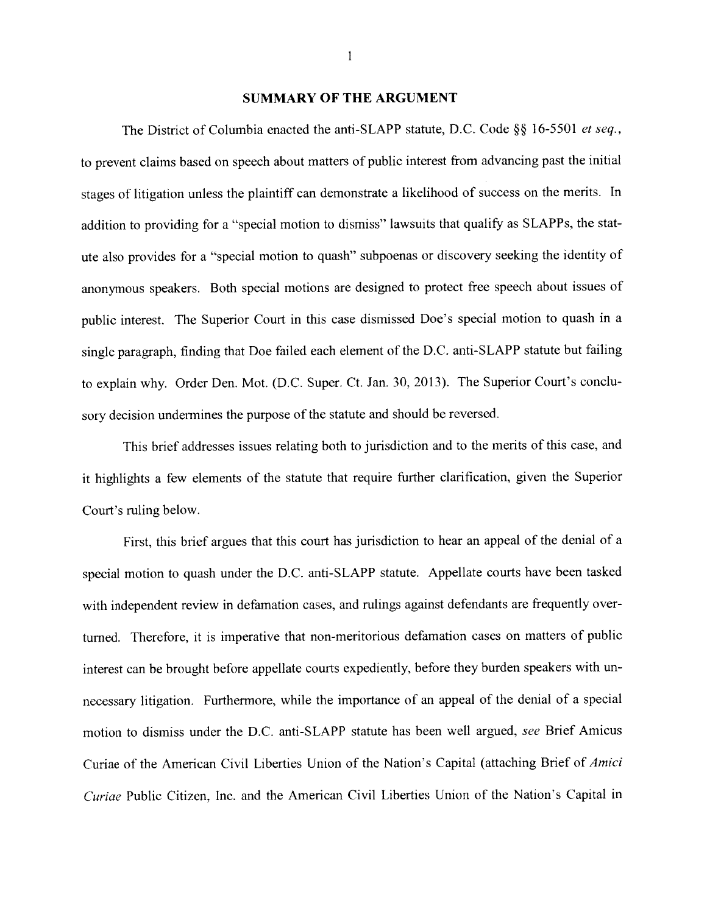## SUMMARY OF THE ARGUMENT

The District of Columbia enacted the anti-SLAPP statute, D.C. Code §§ 16-5501 *et seq.*, to prevent claims based on speech about matters of public interest from advancing past the initial stages of litigation unless the plaintiff can demonstrate a likelihood of success on the merits. In addition to providing for a "special motion to dismiss" lawsuits that qualify as SLAPPs, the statute also provides for a "special motion to quash" subpoenas or discovery seeking the identity of anonymous speakers. Both special motions are designed to protect free speech about issues of public interest. The Superior Court in this case dismissed Doe's special motion to quash in a single paragraph, finding that Doe failed each element of the D.C. anti-SLAPP statute but failing to explain why. Order Den. Mot. (D.C. Super. Ct. Jan. 30, 2013). The Superior Court's conclusory decision undermines the purpose of the statute and should be reversed.

This brief addresses issues relating both to jurisdiction and to the merits of this case, and it highlights a few elements of the statute that require further clarification, given the Superior Court's ruling below.

First, this brief argues that this court has jurisdiction to hear an appeal of the denial of a special motion to quash under the D.C. anti-SLAPP statute. Appellate courts have been tasked with independent review in defamation cases, and rulings against defendants are frequently overturned. Therefore, it is imperative that non-meritorious defamation cases on matters of public interest can be brought before appellate courts expediently, before they burden speakers with unnecessary litigation. Furthermore, while the importance of an appeal of the denial of a special motion to dismiss under the D.C. anti-SLAPP statute has been well argued, *see* Brief Amicus Curiae of the American Civil Liberties Union of the Nation's Capital (attaching Brief of *Amici Curiae* Public Citizen, Inc. and the American Civil Liberties Union of the Nation's Capital in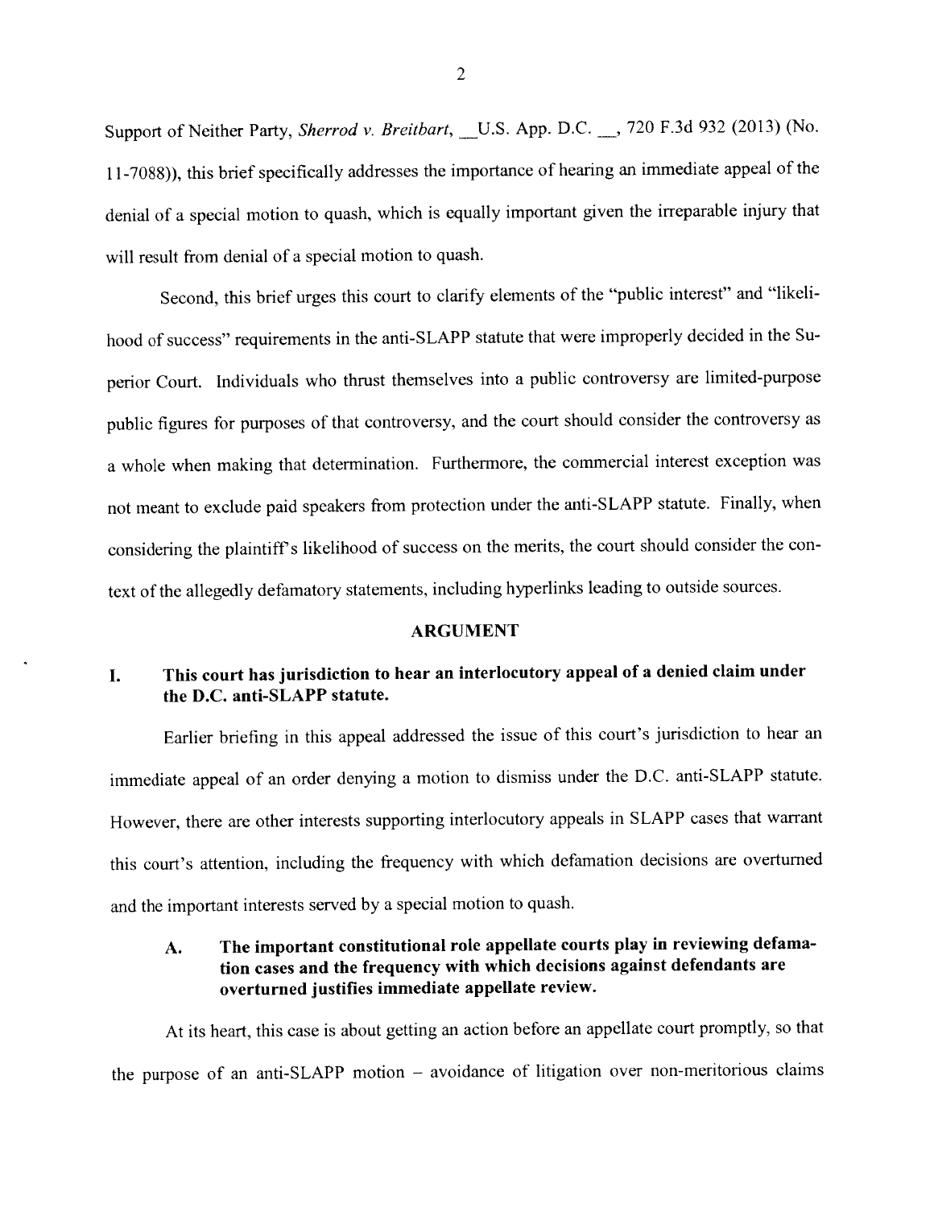Support of Neither Party, *Sherrod v. Breitbart*, __U.S. App. D.C. __, 720 F.3d 932 (2013) (No. 11-7088)), this brief specifically addresses the importance of hearing an immediate appeal of the denial of a special motion to quash, which is equally important given the irreparable injury that will result from denial of a special motion to quash.

Second, this brief urges this court to clarify elements of the "public interest" and "likelihood of success" requirements in the anti-SLAPP statute that were improperly decided in the Superior Court. Individuals who thrust themselves into a public controversy are limited-purpose public figures for purposes of that controversy, and the court should consider the controversy as a whole when making that determination. Furthermore, the commercial interest exception was not meant to exclude paid speakers from protection under the anti-SLAPP statute. Finally, when considering the plaintiff's likelihood of success on the merits, the court should consider the context of the allegedly defamatory statements, including hyperlinks leading to outside sources.

## ARGUMENT

### I. This court has jurisdiction to hear an interlocutory appeal of a denied claim under the D.C. anti-SLAPP statute.

Earlier briefing in this appeal addressed the issue of this court's jurisdiction to hear an immediate appeal of an order denying a motion to dismiss under the D.C. anti-SLAPP statute. However, there are other interests supporting interlocutory appeals in SLAPP cases that warrant this court's attention, including the frequency with which defamation decisions are overturned and the important interests served by a special motion to quash.

#### A. The important constitutional role appellate courts play in reviewing defamation cases and the frequency with which decisions against defendants are overturned justifies immediate appellate review.

At its heart, this case is about getting an action before an appellate court promptly, so that the purpose of an anti-SLAPP motion – avoidance of litigation over non-meritorious claims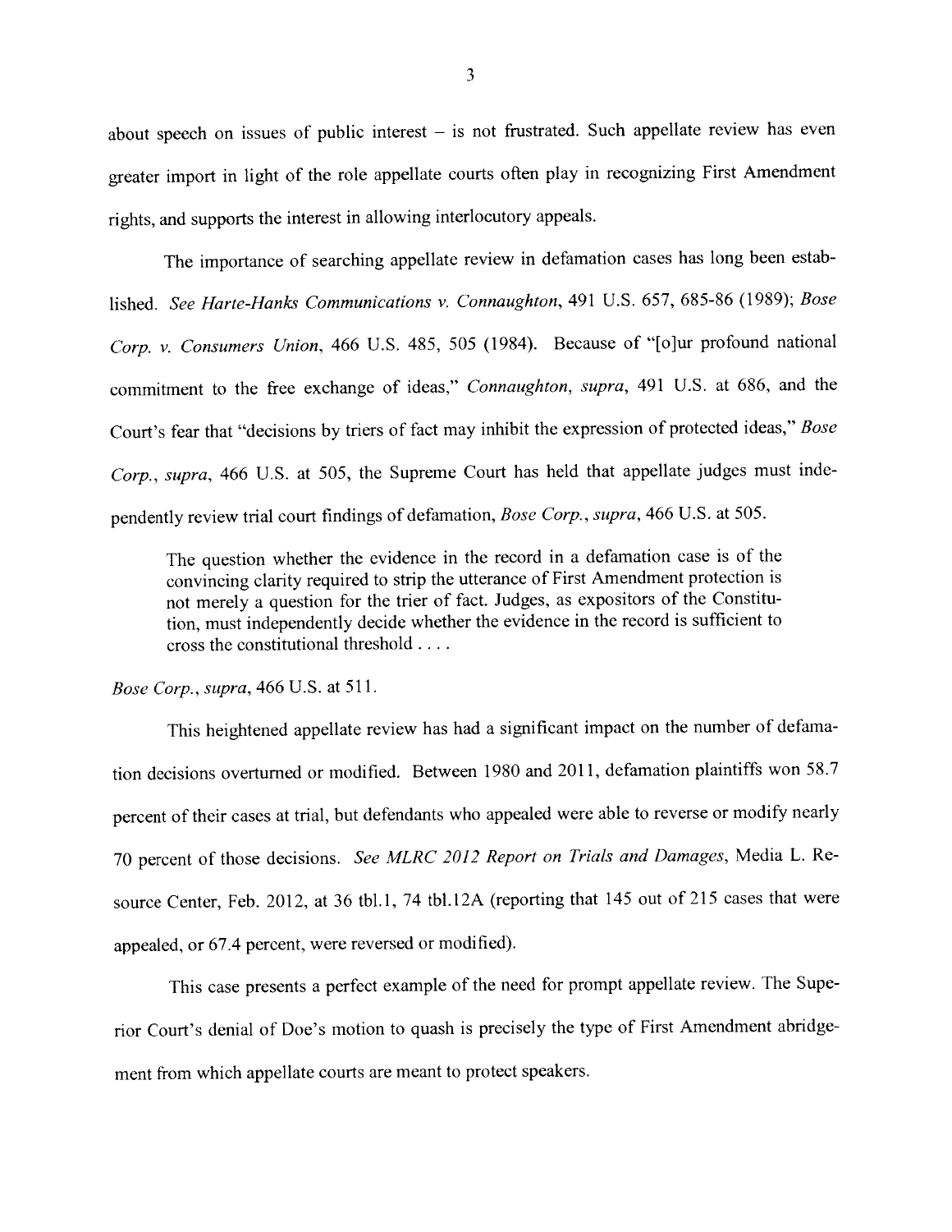about speech on issues of public interest – is not frustrated. Such appellate review has even greater import in light of the role appellate courts often play in recognizing First Amendment rights, and supports the interest in allowing interlocutory appeals.

The importance of searching appellate review in defamation cases has long been established. *See Harte-Hanks Communications v. Connaughton*, 491 U.S. 657, 685-86 (1989); *Bose Corp. v. Consumers Union*, 466 U.S. 485, 505 (1984). Because of "[o]ur profound national commitment to the free exchange of ideas," *Connaughton, supra*, 491 U.S. at 686, and the Court's fear that "decisions by triers of fact may inhibit the expression of protected ideas," *Bose Corp., supra*, 466 U.S. at 505, the Supreme Court has held that appellate judges must independently review trial court findings of defamation, *Bose Corp., supra*, 466 U.S. at 505.

> The question whether the evidence in the record in a defamation case is of the convincing clarity required to strip the utterance of First Amendment protection is not merely a question for the trier of fact. Judges, as expositors of the Constitution, must independently decide whether the evidence in the record is sufficient to cross the constitutional threshold . . . .

*Bose Corp., supra*, 466 U.S. at 511.

This heightened appellate review has had a significant impact on the number of defamation decisions overturned or modified. Between 1980 and 2011, defamation plaintiffs won 58.7 percent of their cases at trial, but defendants who appealed were able to reverse or modify nearly 70 percent of those decisions. *See MLRC 2012 Report on Trials and Damages*, Media L. Resource Center, Feb. 2012, at 36 tbl.1, 74 tbl.12A (reporting that 145 out of 215 cases that were appealed, or 67.4 percent, were reversed or modified).

This case presents a perfect example of the need for prompt appellate review. The Superior Court's denial of Doe's motion to quash is precisely the type of First Amendment abridgement from which appellate courts are meant to protect speakers.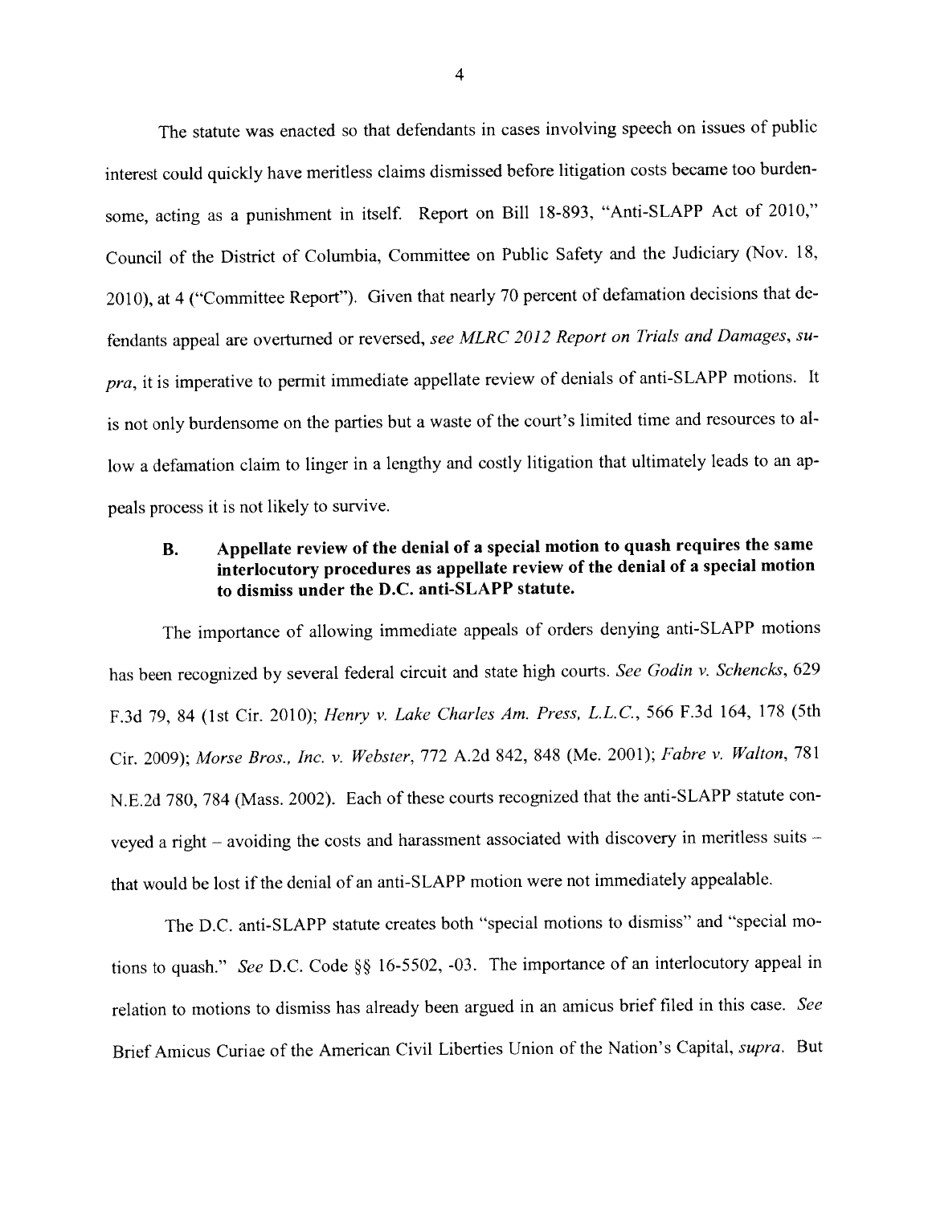The statute was enacted so that defendants in cases involving speech on issues of public interest could quickly have meritless claims dismissed before litigation costs became too burdensome, acting as a punishment in itself. Report on Bill 18-893, "Anti-SLAPP Act of 2010," Council of the District of Columbia, Committee on Public Safety and the Judiciary (Nov. 18, 2010), at 4 ("Committee Report"). Given that nearly 70 percent of defamation decisions that defendants appeal are overturned or reversed, *see MLRC 2012 Report on Trials and Damages*, *supra*, it is imperative to permit immediate appellate review of denials of anti-SLAPP motions. It is not only burdensome on the parties but a waste of the court's limited time and resources to allow a defamation claim to linger in a lengthy and costly litigation that ultimately leads to an appeals process it is not likely to survive.

### B. Appellate review of the denial of a special motion to quash requires the same interlocutory procedures as appellate review of the denial of a special motion to dismiss under the D.C. anti-SLAPP statute.

The importance of allowing immediate appeals of orders denying anti-SLAPP motions has been recognized by several federal circuit and state high courts. *See Godin v. Schencks*, 629 F.3d 79, 84 (1st Cir. 2010); *Henry v. Lake Charles Am. Press, L.L.C.*, 566 F.3d 164, 178 (5th Cir. 2009); *Morse Bros., Inc. v. Webster*, 772 A.2d 842, 848 (Me. 2001); *Fabre v. Walton*, 781 N.E.2d 780, 784 (Mass. 2002). Each of these courts recognized that the anti-SLAPP statute conveyed a right – avoiding the costs and harassment associated with discovery in meritless suits – that would be lost if the denial of an anti-SLAPP motion were not immediately appealable.

The D.C. anti-SLAPP statute creates both "special motions to dismiss" and "special motions to quash." *See* D.C. Code §§ 16-5502, -03. The importance of an interlocutory appeal in relation to motions to dismiss has already been argued in an amicus brief filed in this case. *See* Brief Amicus Curiae of the American Civil Liberties Union of the Nation's Capital, *supra*. But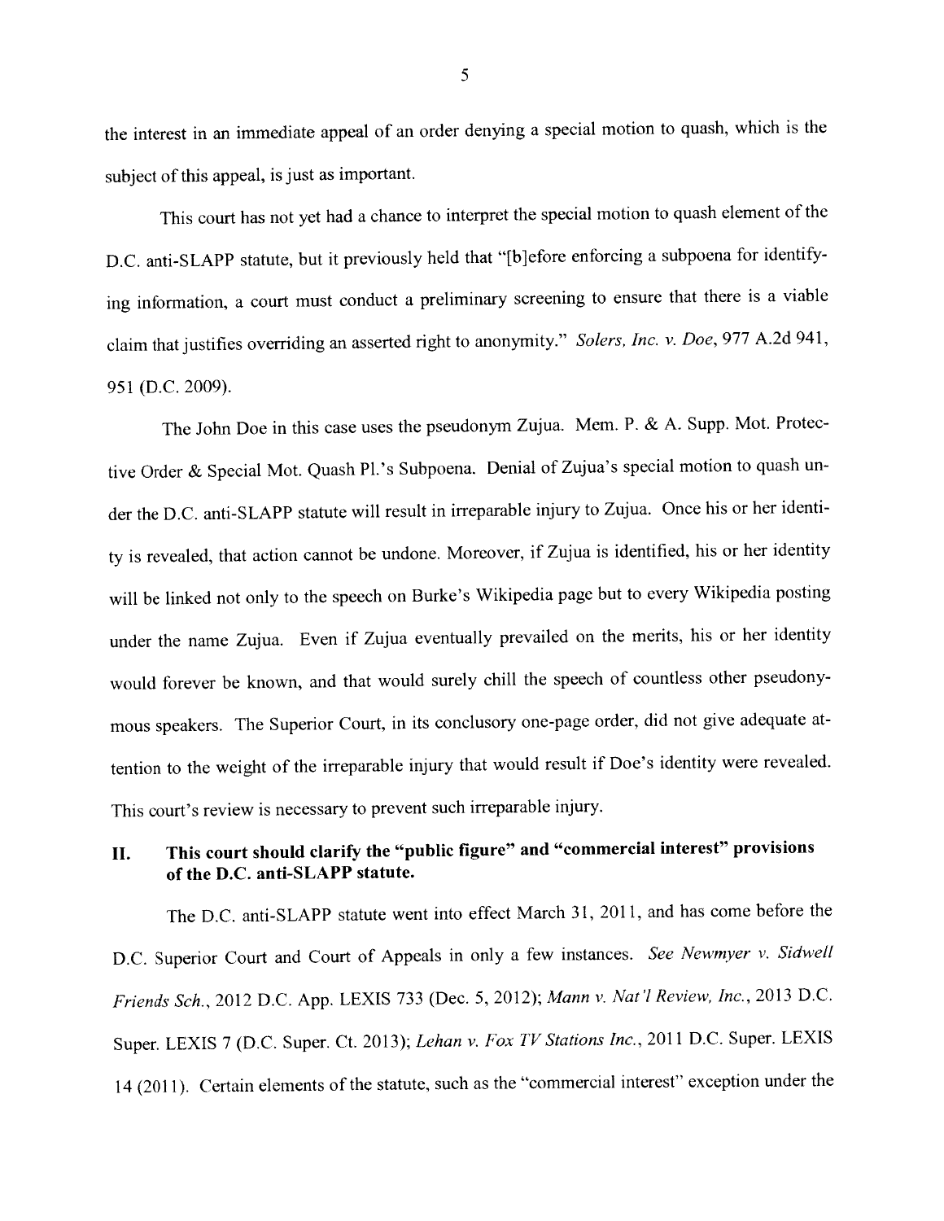the interest in an immediate appeal of an order denying a special motion to quash, which is the subject of this appeal, is just as important.

This court has not yet had a chance to interpret the special motion to quash element of the D.C. anti-SLAPP statute, but it previously held that "[b]efore enforcing a subpoena for identifying information, a court must conduct a preliminary screening to ensure that there is a viable claim that justifies overriding an asserted right to anonymity." *Solers, Inc. v. Doe*, 977 A.2d 941, 951 (D.C. 2009).

The John Doe in this case uses the pseudonym Zujua. Mem. P. & A. Supp. Mot. Protective Order & Special Mot. Quash Pl.'s Subpoena. Denial of Zujua's special motion to quash under the D.C. anti-SLAPP statute will result in irreparable injury to Zujua. Once his or her identity is revealed, that action cannot be undone. Moreover, if Zujua is identified, his or her identity will be linked not only to the speech on Burke's Wikipedia page but to every Wikipedia posting under the name Zujua. Even if Zujua eventually prevailed on the merits, his or her identity would forever be known, and that would surely chill the speech of countless other pseudonymous speakers. The Superior Court, in its conclusory one-page order, did not give adequate attention to the weight of the irreparable injury that would result if Doe's identity were revealed. This court's review is necessary to prevent such irreparable injury.

## II. This court should clarify the "public figure" and "commercial interest" provisions of the D.C. anti-SLAPP statute.

The D.C. anti-SLAPP statute went into effect March 31, 2011, and has come before the D.C. Superior Court and Court of Appeals in only a few instances. *See Newmyer v. Sidwell Friends Sch.*, 2012 D.C. App. LEXIS 733 (Dec. 5, 2012); *Mann v. Nat'l Review, Inc.*, 2013 D.C. Super. LEXIS 7 (D.C. Super. Ct. 2013); *Lehan v. Fox TV Stations Inc.*, 2011 D.C. Super. LEXIS 14 (2011). Certain elements of the statute, such as the "commercial interest" exception under the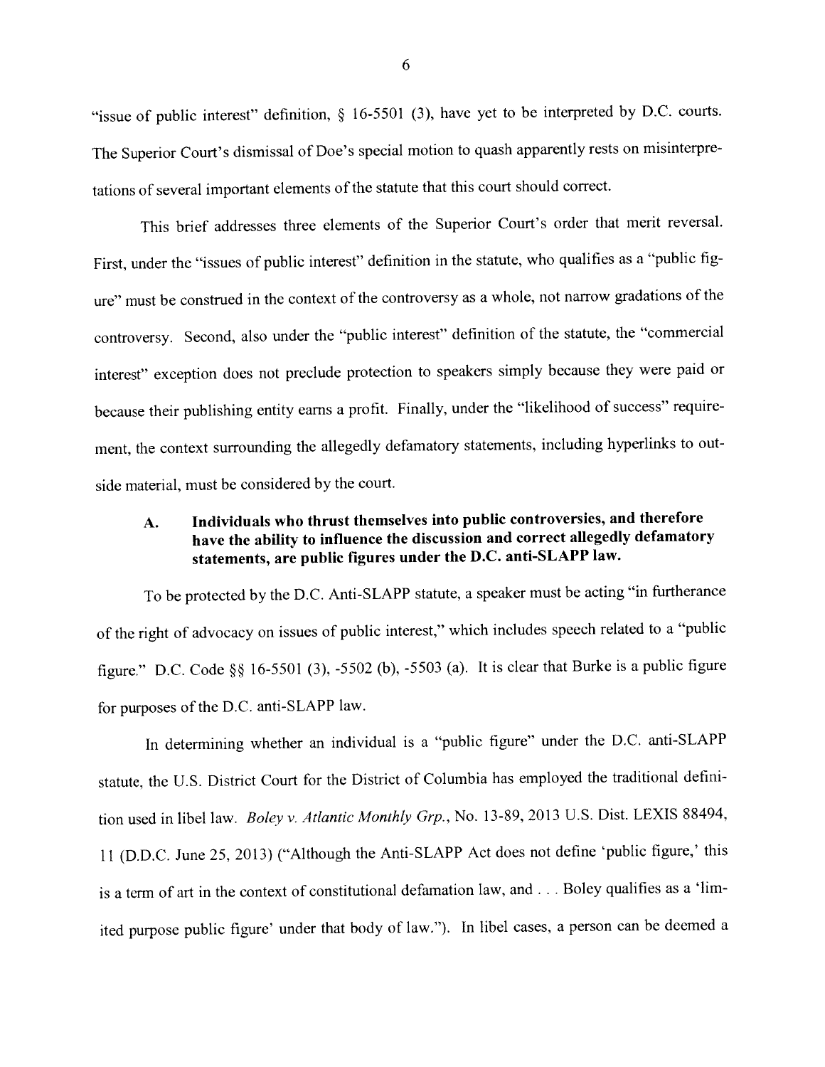"issue of public interest" definition, § 16-5501 (3), have yet to be interpreted by D.C. courts. The Superior Court's dismissal of Doe's special motion to quash apparently rests on misinterpretations of several important elements of the statute that this court should correct.

This brief addresses three elements of the Superior Court's order that merit reversal. First, under the "issues of public interest" definition in the statute, who qualifies as a "public figure" must be construed in the context of the controversy as a whole, not narrow gradations of the controversy. Second, also under the "public interest" definition of the statute, the "commercial interest" exception does not preclude protection to speakers simply because they were paid or because their publishing entity earns a profit. Finally, under the "likelihood of success" requirement, the context surrounding the allegedly defamatory statements, including hyperlinks to outside material, must be considered by the court.

### A. Individuals who thrust themselves into public controversies, and therefore have the ability to influence the discussion and correct allegedly defamatory statements, are public figures under the D.C. anti-SLAPP law.

To be protected by the D.C. Anti-SLAPP statute, a speaker must be acting "in furtherance of the right of advocacy on issues of public interest," which includes speech related to a "public figure." D.C. Code §§ 16-5501 (3), -5502 (b), -5503 (a). It is clear that Burke is a public figure for purposes of the D.C. anti-SLAPP law.

In determining whether an individual is a "public figure" under the D.C. anti-SLAPP statute, the U.S. District Court for the District of Columbia has employed the traditional definition used in libel law. *Boley v. Atlantic Monthly Grp.*, No. 13-89, 2013 U.S. Dist. LEXIS 88494, 11 (D.D.C. June 25, 2013) ("Although the Anti-SLAPP Act does not define 'public figure,' this is a term of art in the context of constitutional defamation law, and . . . Boley qualifies as a 'limited purpose public figure' under that body of law."). In libel cases, a person can be deemed a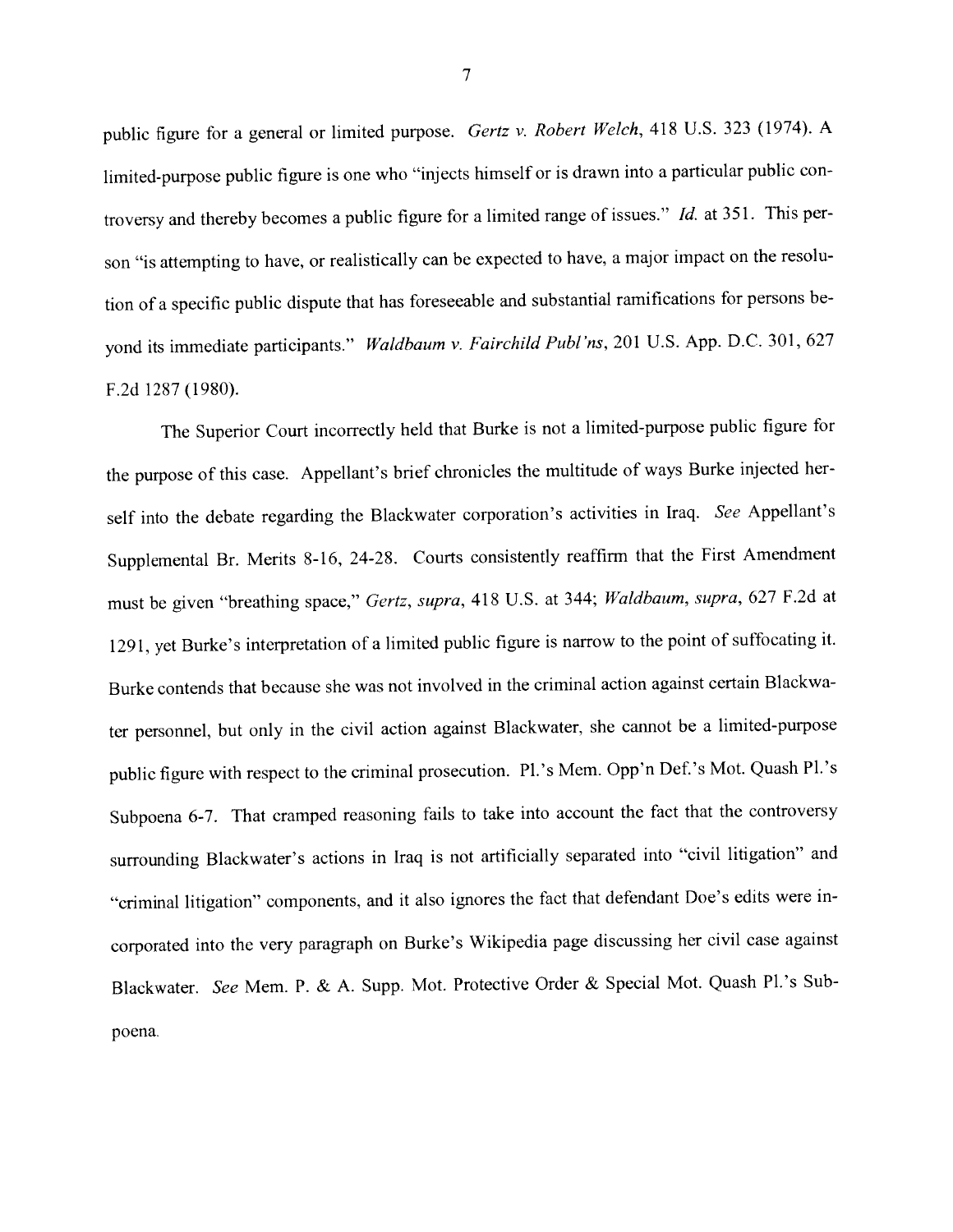public figure for a general or limited purpose. *Gertz v. Robert Welch*, 418 U.S. 323 (1974). A limited-purpose public figure is one who "injects himself or is drawn into a particular public controversy and thereby becomes a public figure for a limited range of issues." *Id.* at 351. This person "is attempting to have, or realistically can be expected to have, a major impact on the resolution of a specific public dispute that has foreseeable and substantial ramifications for persons beyond its immediate participants." *Waldbaum v. Fairchild Publ'ns*, 201 U.S. App. D.C. 301, 627 F.2d 1287 (1980).

The Superior Court incorrectly held that Burke is not a limited-purpose public figure for the purpose of this case. Appellant's brief chronicles the multitude of ways Burke injected herself into the debate regarding the Blackwater corporation's activities in Iraq. *See* Appellant's Supplemental Br. Merits 8-16, 24-28. Courts consistently reaffirm that the First Amendment must be given "breathing space," *Gertz*, *supra*, 418 U.S. at 344; *Waldbaum*, *supra*, 627 F.2d at 1291, yet Burke's interpretation of a limited public figure is narrow to the point of suffocating it. Burke contends that because she was not involved in the criminal action against certain Blackwater personnel, but only in the civil action against Blackwater, she cannot be a limited-purpose public figure with respect to the criminal prosecution. Pl.'s Mem. Opp'n Def.'s Mot. Quash Pl.'s Subpoena 6-7. That cramped reasoning fails to take into account the fact that the controversy surrounding Blackwater's actions in Iraq is not artificially separated into "civil litigation" and "criminal litigation" components, and it also ignores the fact that defendant Doe's edits were incorporated into the very paragraph on Burke's Wikipedia page discussing her civil case against Blackwater. *See* Mem. P. & A. Supp. Mot. Protective Order & Special Mot. Quash Pl.'s Subpoena.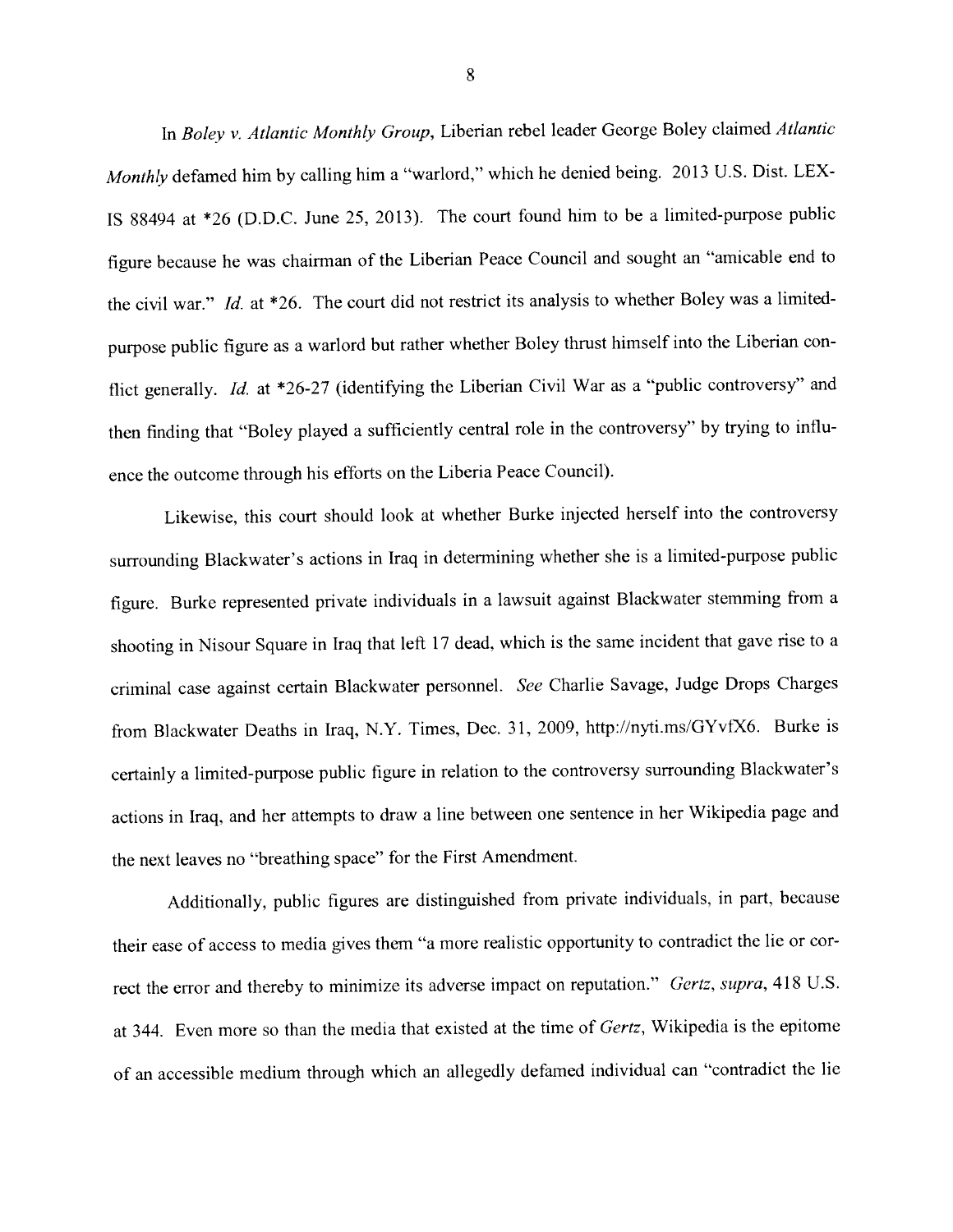In *Boley v. Atlantic Monthly Group*, Liberian rebel leader George Boley claimed *Atlantic Monthly* defamed him by calling him a "warlord," which he denied being. 2013 U.S. Dist. LEXIS 88494 at *26 (D.D.C. June 25, 2013). The court found him to be a limited-purpose public figure because he was chairman of the Liberian Peace Council and sought an "amicable end to the civil war." *Id.* at *26. The court did not restrict its analysis to whether Boley was a limited-purpose public figure as a warlord but rather whether Boley thrust himself into the Liberian conflict generally. *Id.* at *26-27 (identifying the Liberian Civil War as a "public controversy" and then finding that "Boley played a sufficiently central role in the controversy" by trying to influence the outcome through his efforts on the Liberia Peace Council).

Likewise, this court should look at whether Burke injected herself into the controversy surrounding Blackwater's actions in Iraq in determining whether she is a limited-purpose public figure. Burke represented private individuals in a lawsuit against Blackwater stemming from a shooting in Nisour Square in Iraq that left 17 dead, which is the same incident that gave rise to a criminal case against certain Blackwater personnel. *See* Charlie Savage, Judge Drops Charges from Blackwater Deaths in Iraq, N.Y. Times, Dec. 31, 2009, http://nyti.ms/GYvfX6. Burke is certainly a limited-purpose public figure in relation to the controversy surrounding Blackwater's actions in Iraq, and her attempts to draw a line between one sentence in her Wikipedia page and the next leaves no "breathing space" for the First Amendment.

Additionally, public figures are distinguished from private individuals, in part, because their ease of access to media gives them "a more realistic opportunity to contradict the lie or correct the error and thereby to minimize its adverse impact on reputation." *Gertz*, *supra*, 418 U.S. at 344. Even more so than the media that existed at the time of *Gertz*, Wikipedia is the epitome of an accessible medium through which an allegedly defamed individual can "contradict the lie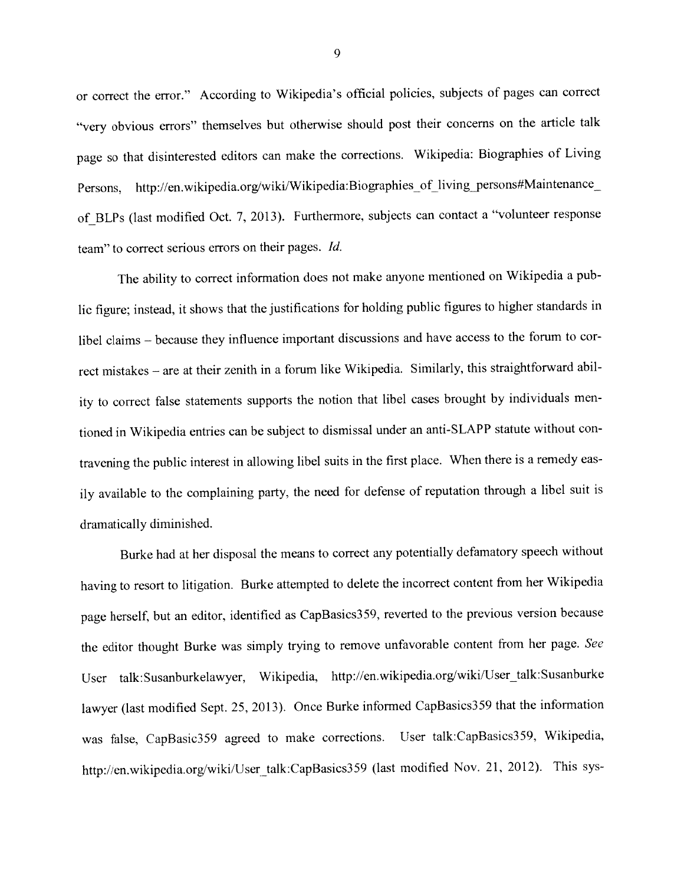or correct the error." According to Wikipedia's official policies, subjects of pages can correct "very obvious errors" themselves but otherwise should post their concerns on the article talk page so that disinterested editors can make the corrections. Wikipedia: Biographies of Living Persons, http://en.wikipedia.org/wiki/Wikipedia:Biographies_of_living_persons#Maintenance_of_BLPs (last modified Oct. 7, 2013). Furthermore, subjects can contact a "volunteer response team" to correct serious errors on their pages. *Id.*

The ability to correct information does not make anyone mentioned on Wikipedia a public figure; instead, it shows that the justifications for holding public figures to higher standards in libel claims – because they influence important discussions and have access to the forum to correct mistakes – are at their zenith in a forum like Wikipedia. Similarly, this straightforward ability to correct false statements supports the notion that libel cases brought by individuals mentioned in Wikipedia entries can be subject to dismissal under an anti-SLAPP statute without contravening the public interest in allowing libel suits in the first place. When there is a remedy easily available to the complaining party, the need for defense of reputation through a libel suit is dramatically diminished.

Burke had at her disposal the means to correct any potentially defamatory speech without having to resort to litigation. Burke attempted to delete the incorrect content from her Wikipedia page herself, but an editor, identified as CapBasics359, reverted to the previous version because the editor thought Burke was simply trying to remove unfavorable content from her page. *See* User talk:Susanburkelawyer, Wikipedia, http://en.wikipedia.org/wiki/User_talk:Susanburkelawyer (last modified Sept. 25, 2013). Once Burke informed CapBasics359 that the information was false, CapBasic359 agreed to make corrections. User talk:CapBasics359, Wikipedia, http://en.wikipedia.org/wiki/User_talk:CapBasics359 (last modified Nov. 21, 2012). This sys-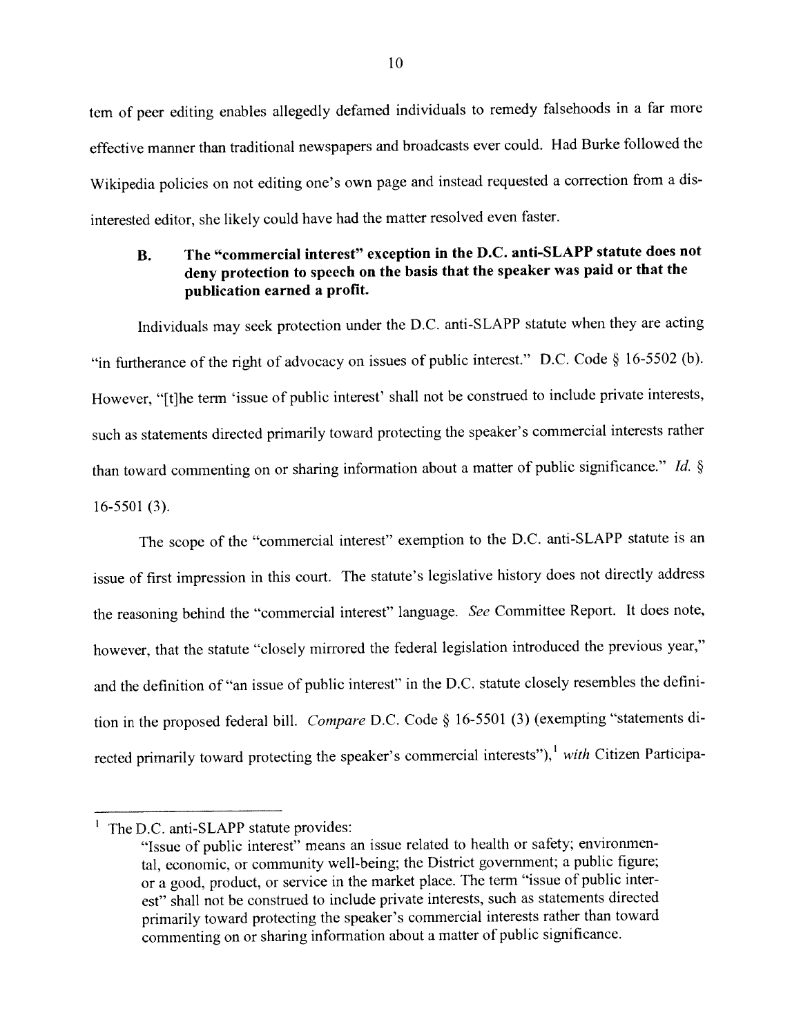tem of peer editing enables allegedly defamed individuals to remedy falsehoods in a far more effective manner than traditional newspapers and broadcasts ever could. Had Burke followed the Wikipedia policies on not editing one's own page and instead requested a correction from a disinterested editor, she likely could have had the matter resolved even faster.

### B. The "commercial interest" exception in the D.C. anti-SLAPP statute does not deny protection to speech on the basis that the speaker was paid or that the publication earned a profit.

Individuals may seek protection under the D.C. anti-SLAPP statute when they are acting "in furtherance of the right of advocacy on issues of public interest." D.C. Code § 16-5502 (b). However, "[t]he term 'issue of public interest' shall not be construed to include private interests, such as statements directed primarily toward protecting the speaker's commercial interests rather than toward commenting on or sharing information about a matter of public significance." *Id.* § 16-5501 (3).

The scope of the "commercial interest" exemption to the D.C. anti-SLAPP statute is an issue of first impression in this court. The statute's legislative history does not directly address the reasoning behind the "commercial interest" language. *See* Committee Report. It does note, however, that the statute "closely mirrored the federal legislation introduced the previous year," and the definition of "an issue of public interest" in the D.C. statute closely resembles the definition in the proposed federal bill. *Compare* D.C. Code § 16-5501 (3) (exempting "statements directed primarily toward protecting the speaker's commercial interests"),[1] *with* Citizen Participa-

[1] The D.C. anti-SLAPP statute provides:

> "Issue of public interest" means an issue related to health or safety; environmental, economic, or community well-being; the District government; a public figure; or a good, product, or service in the market place. The term "issue of public interest" shall not be construed to include private interests, such as statements directed primarily toward protecting the speaker's commercial interests rather than toward commenting on or sharing information about a matter of public significance.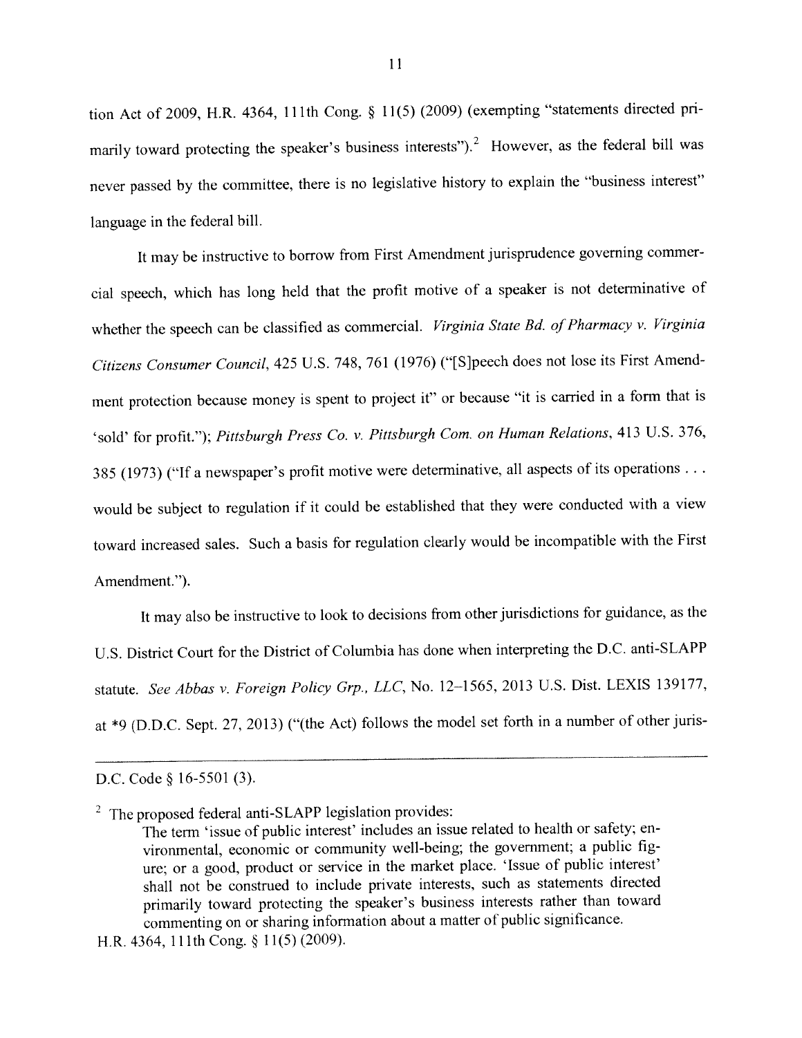tion Act of 2009, H.R. 4364, 111th Cong. § 11(5) (2009) (exempting "statements directed primarily toward protecting the speaker's business interests").[2] However, as the federal bill was never passed by the committee, there is no legislative history to explain the "business interest" language in the federal bill.

It may be instructive to borrow from First Amendment jurisprudence governing commercial speech, which has long held that the profit motive of a speaker is not determinative of whether the speech can be classified as commercial. *Virginia State Bd. of Pharmacy v. Virginia Citizens Consumer Council*, 425 U.S. 748, 761 (1976) ("[S]peech does not lose its First Amendment protection because money is spent to project it" or because "it is carried in a form that is 'sold' for profit."); *Pittsburgh Press Co. v. Pittsburgh Com. on Human Relations*, 413 U.S. 376, 385 (1973) ("If a newspaper's profit motive were determinative, all aspects of its operations . . . would be subject to regulation if it could be established that they were conducted with a view toward increased sales. Such a basis for regulation clearly would be incompatible with the First Amendment.").

It may also be instructive to look to decisions from other jurisdictions for guidance, as the U.S. District Court for the District of Columbia has done when interpreting the D.C. anti-SLAPP statute. *See Abbas v. Foreign Policy Grp., LLC*, No. 12–1565, 2013 U.S. Dist. LEXIS 139177, at *9 (D.D.C. Sept. 27, 2013) ("(the Act) follows the model set forth in a number of other juris-

---

D.C. Code § 16-5501 (3).

[2] The proposed federal anti-SLAPP legislation provides:

> The term 'issue of public interest' includes an issue related to health or safety; environmental, economic or community well-being; the government; a public figure; or a good, product or service in the market place. 'Issue of public interest' shall not be construed to include private interests, such as statements directed primarily toward protecting the speaker's business interests rather than toward commenting on or sharing information about a matter of public significance.

H.R. 4364, 111th Cong. § 11(5) (2009).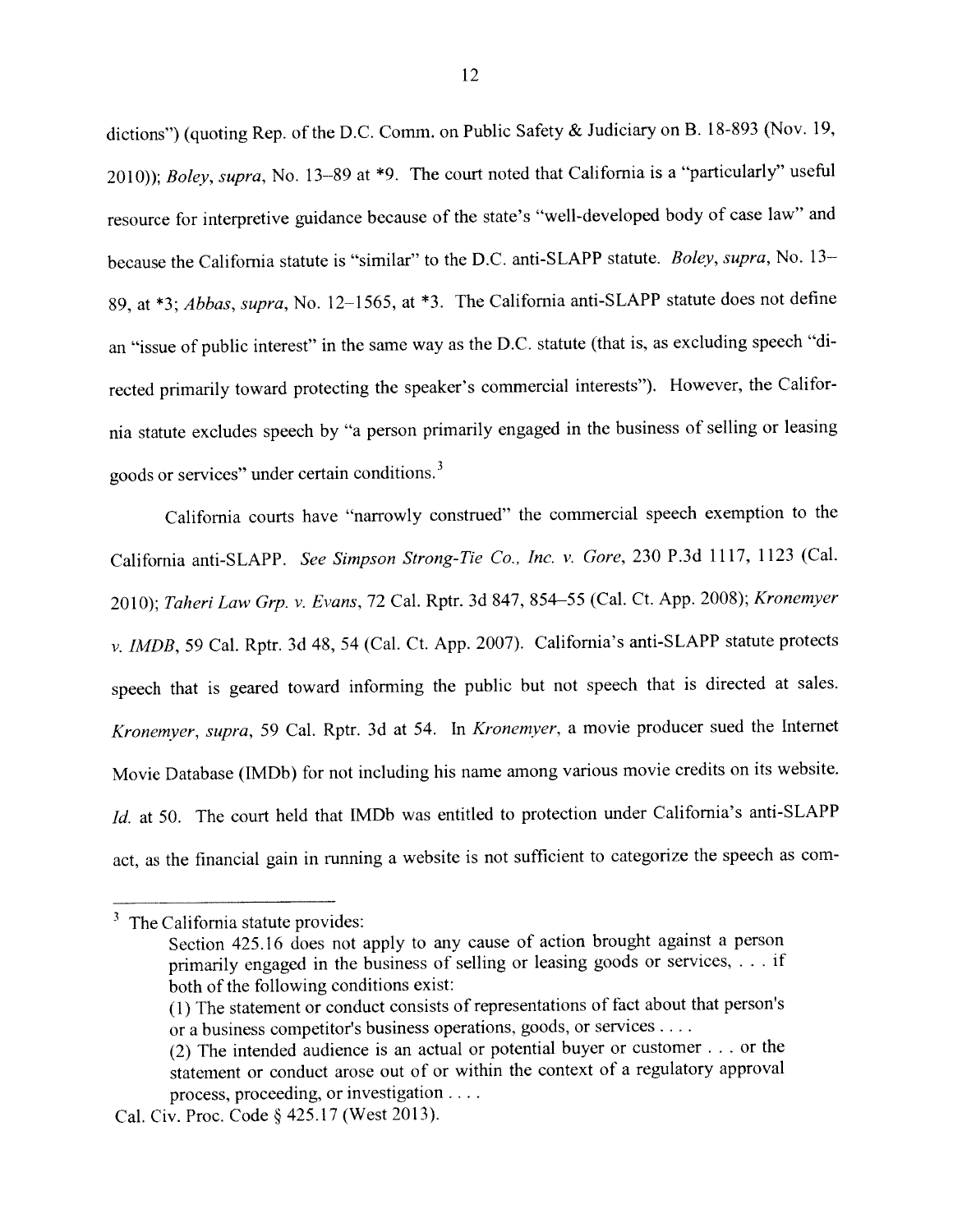dictions") (quoting Rep. of the D.C. Comm. on Public Safety & Judiciary on B. 18-893 (Nov. 19, 2010)); *Boley*, *supra*, No. 13–89 at *9. The court noted that California is a "particularly" useful resource for interpretive guidance because of the state's "well-developed body of case law" and because the California statute is "similar" to the D.C. anti-SLAPP statute. *Boley*, *supra*, No. 13–89, at *3; *Abbas*, *supra*, No. 12–1565, at *3. The California anti-SLAPP statute does not define an "issue of public interest" in the same way as the D.C. statute (that is, as excluding speech "directed primarily toward protecting the speaker's commercial interests"). However, the California statute excludes speech by "a person primarily engaged in the business of selling or leasing goods or services" under certain conditions.[3]

California courts have "narrowly construed" the commercial speech exemption to the California anti-SLAPP. *See Simpson Strong-Tie Co., Inc. v. Gore*, 230 P.3d 1117, 1123 (Cal. 2010); *Taheri Law Grp. v. Evans*, 72 Cal. Rptr. 3d 847, 854–55 (Cal. Ct. App. 2008); *Kronemyer v. IMDB*, 59 Cal. Rptr. 3d 48, 54 (Cal. Ct. App. 2007). California's anti-SLAPP statute protects speech that is geared toward informing the public but not speech that is directed at sales. *Kronemyer*, *supra*, 59 Cal. Rptr. 3d at 54. In *Kronemyer*, a movie producer sued the Internet Movie Database (IMDb) for not including his name among various movie credits on its website. *Id.* at 50. The court held that IMDb was entitled to protection under California's anti-SLAPP act, as the financial gain in running a website is not sufficient to categorize the speech as com-

---

[3] The California statute provides:

> Section 425.16 does not apply to any cause of action brought against a person primarily engaged in the business of selling or leasing goods or services, . . . if both of the following conditions exist:
>
> (1) The statement or conduct consists of representations of fact about that person's or a business competitor's business operations, goods, or services . . . .
>
> (2) The intended audience is an actual or potential buyer or customer . . . or the statement or conduct arose out of or within the context of a regulatory approval process, proceeding, or investigation . . . .

Cal. Civ. Proc. Code § 425.17 (West 2013).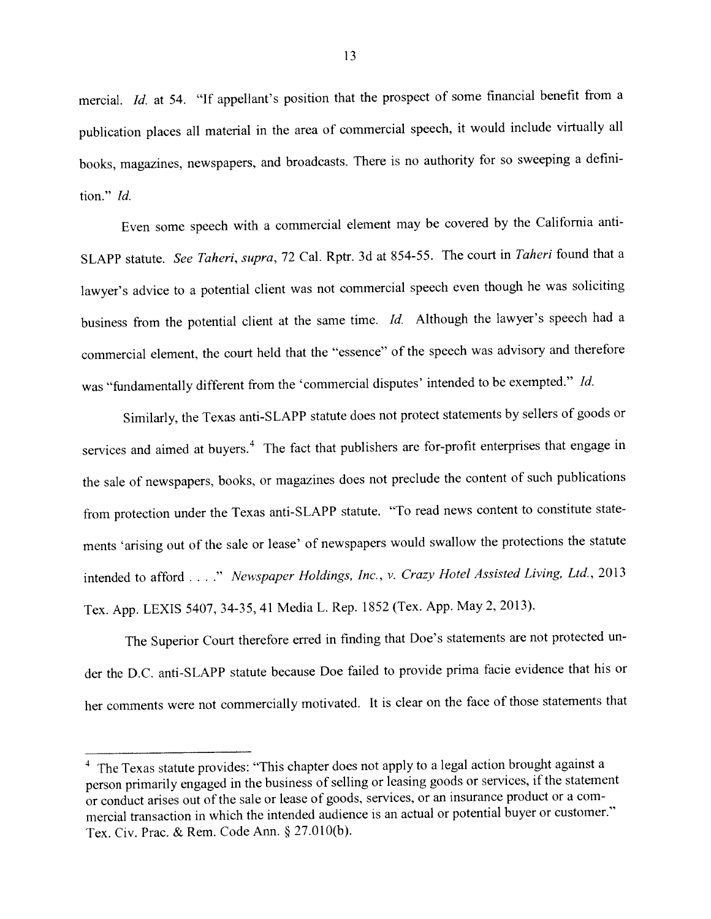mercial. *Id.* at 54. "If appellant's position that the prospect of some financial benefit from a publication places all material in the area of commercial speech, it would include virtually all books, magazines, newspapers, and broadcasts. There is no authority for so sweeping a definition." *Id.*

Even some speech with a commercial element may be covered by the California anti-SLAPP statute. *See Taheri, supra*, 72 Cal. Rptr. 3d at 854-55. The court in *Taheri* found that a lawyer's advice to a potential client was not commercial speech even though he was soliciting business from the potential client at the same time. *Id.* Although the lawyer's speech had a commercial element, the court held that the "essence" of the speech was advisory and therefore was "fundamentally different from the 'commercial disputes' intended to be exempted." *Id.*

Similarly, the Texas anti-SLAPP statute does not protect statements by sellers of goods or services and aimed at buyers.[4] The fact that publishers are for-profit enterprises that engage in the sale of newspapers, books, or magazines does not preclude the content of such publications from protection under the Texas anti-SLAPP statute. "To read news content to constitute statements 'arising out of the sale or lease' of newspapers would swallow the protections the statute intended to afford . . . ." *Newspaper Holdings, Inc., v. Crazy Hotel Assisted Living, Ltd.*, 2013 Tex. App. LEXIS 5407, 34-35, 41 Media L. Rep. 1852 (Tex. App. May 2, 2013).

The Superior Court therefore erred in finding that Doe's statements are not protected under the D.C. anti-SLAPP statute because Doe failed to provide prima facie evidence that his or her comments were not commercially motivated. It is clear on the face of those statements that

---

[4] The Texas statute provides: "This chapter does not apply to a legal action brought against a person primarily engaged in the business of selling or leasing goods or services, if the statement or conduct arises out of the sale or lease of goods, services, or an insurance product or a commercial transaction in which the intended audience is an actual or potential buyer or customer." Tex. Civ. Prac. & Rem. Code Ann. § 27.010(b).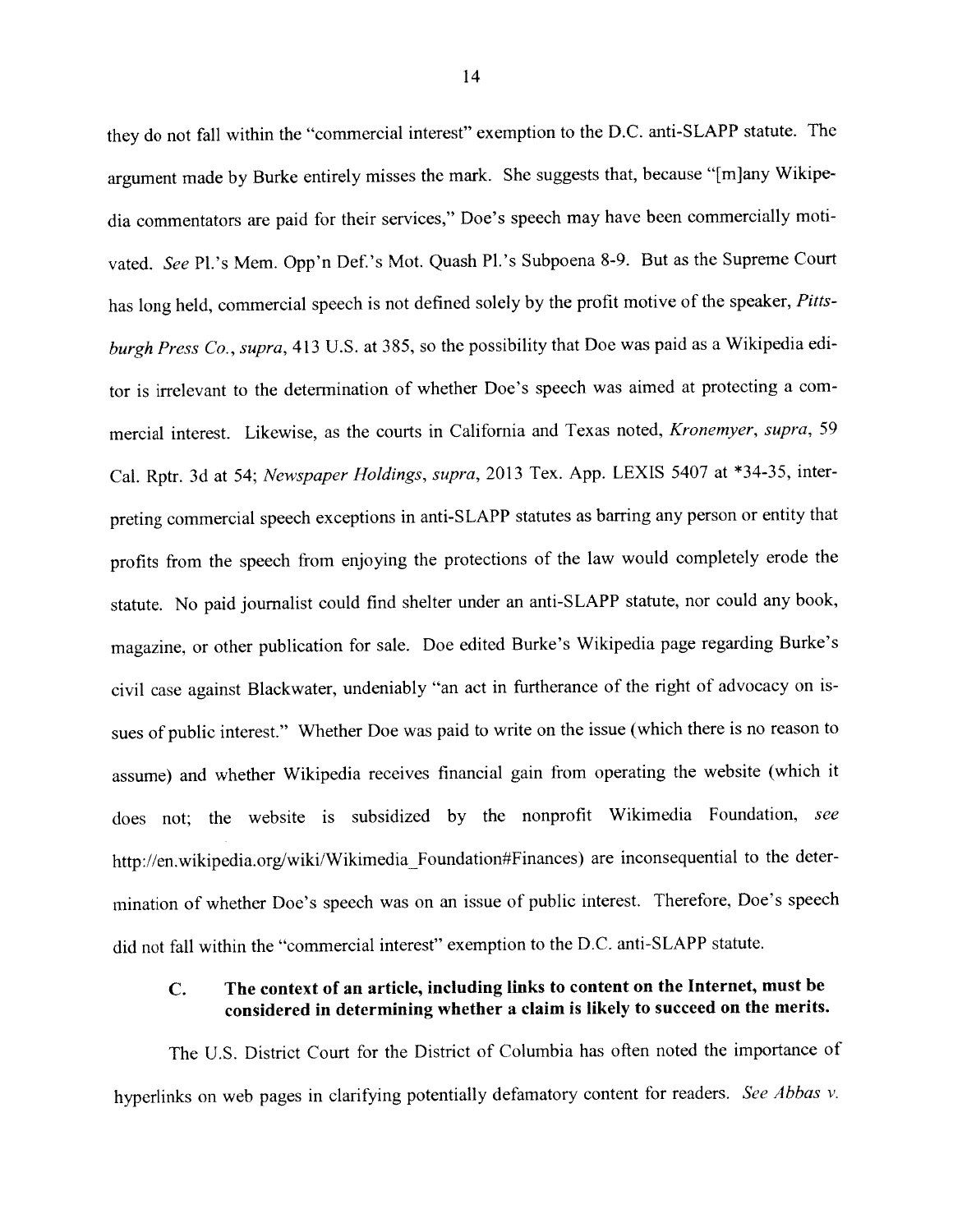they do not fall within the "commercial interest" exemption to the D.C. anti-SLAPP statute. The argument made by Burke entirely misses the mark. She suggests that, because "[m]any Wikipedia commentators are paid for their services," Doe's speech may have been commercially motivated. *See* Pl.'s Mem. Opp'n Def.'s Mot. Quash Pl.'s Subpoena 8-9. But as the Supreme Court has long held, commercial speech is not defined solely by the profit motive of the speaker, *Pittsburgh Press Co.*, *supra*, 413 U.S. at 385, so the possibility that Doe was paid as a Wikipedia editor is irrelevant to the determination of whether Doe's speech was aimed at protecting a commercial interest. Likewise, as the courts in California and Texas noted, *Kronemyer*, *supra*, 59 Cal. Rptr. 3d at 54; *Newspaper Holdings*, *supra*, 2013 Tex. App. LEXIS 5407 at *34-35, interpreting commercial speech exceptions in anti-SLAPP statutes as barring any person or entity that profits from the speech from enjoying the protections of the law would completely erode the statute. No paid journalist could find shelter under an anti-SLAPP statute, nor could any book, magazine, or other publication for sale. Doe edited Burke's Wikipedia page regarding Burke's civil case against Blackwater, undeniably "an act in furtherance of the right of advocacy on issues of public interest." Whether Doe was paid to write on the issue (which there is no reason to assume) and whether Wikipedia receives financial gain from operating the website (which it does not; the website is subsidized by the nonprofit Wikimedia Foundation, *see* http://en.wikipedia.org/wiki/Wikimedia_Foundation#Finances) are inconsequential to the determination of whether Doe's speech was on an issue of public interest. Therefore, Doe's speech did not fall within the "commercial interest" exemption to the D.C. anti-SLAPP statute.

### C. The context of an article, including links to content on the Internet, must be considered in determining whether a claim is likely to succeed on the merits.

The U.S. District Court for the District of Columbia has often noted the importance of hyperlinks on web pages in clarifying potentially defamatory content for readers. *See Abbas v.*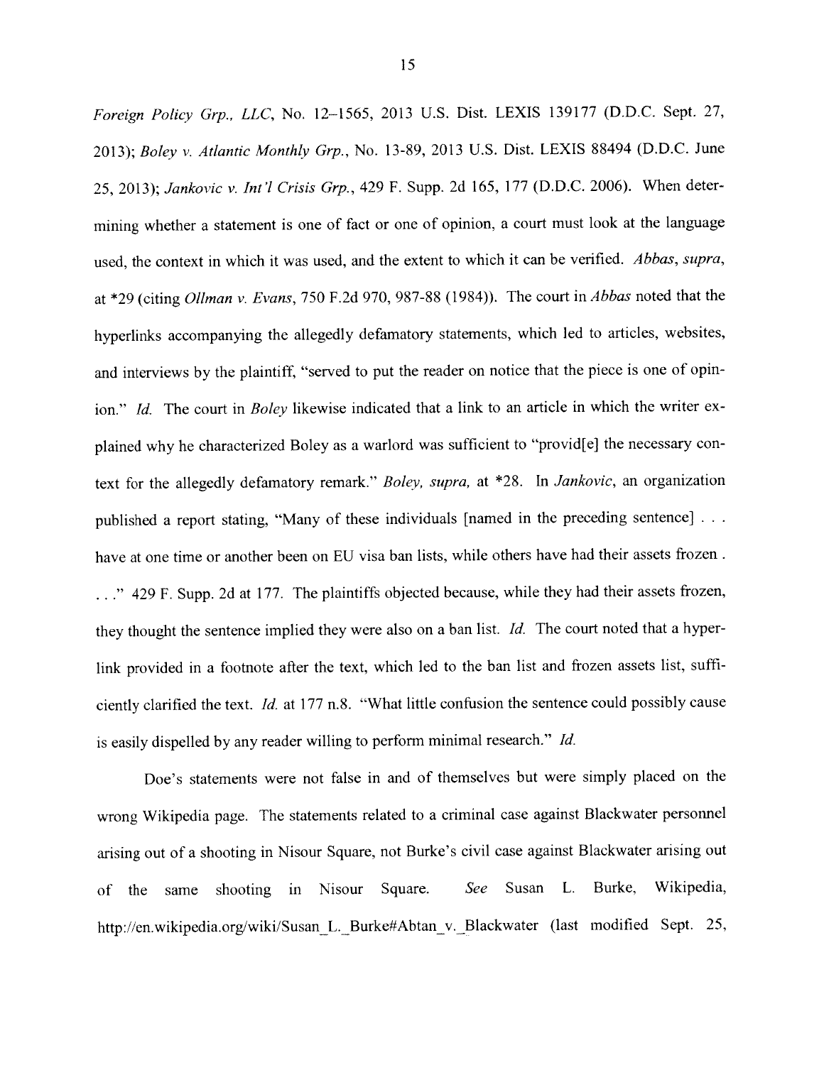*Foreign Policy Grp., LLC*, No. 12–1565, 2013 U.S. Dist. LEXIS 139177 (D.D.C. Sept. 27, 2013); *Boley v. Atlantic Monthly Grp.*, No. 13-89, 2013 U.S. Dist. LEXIS 88494 (D.D.C. June 25, 2013); *Jankovic v. Int'l Crisis Grp.*, 429 F. Supp. 2d 165, 177 (D.D.C. 2006). When determining whether a statement is one of fact or one of opinion, a court must look at the language used, the context in which it was used, and the extent to which it can be verified. *Abbas*, *supra*, at *29 (citing *Ollman v. Evans*, 750 F.2d 970, 987-88 (1984)). The court in *Abbas* noted that the hyperlinks accompanying the allegedly defamatory statements, which led to articles, websites, and interviews by the plaintiff, "served to put the reader on notice that the piece is one of opinion." *Id.* The court in *Boley* likewise indicated that a link to an article in which the writer explained why he characterized Boley as a warlord was sufficient to "provid[e] the necessary context for the allegedly defamatory remark." *Boley, supra,* at *28. In *Jankovic*, an organization published a report stating, "Many of these individuals [named in the preceding sentence] . . . have at one time or another been on EU visa ban lists, while others have had their assets frozen . . . ." 429 F. Supp. 2d at 177. The plaintiffs objected because, while they had their assets frozen, they thought the sentence implied they were also on a ban list. *Id.* The court noted that a hyperlink provided in a footnote after the text, which led to the ban list and frozen assets list, sufficiently clarified the text. *Id.* at 177 n.8. "What little confusion the sentence could possibly cause is easily dispelled by any reader willing to perform minimal research." *Id.*

Doe's statements were not false in and of themselves but were simply placed on the wrong Wikipedia page. The statements related to a criminal case against Blackwater personnel arising out of a shooting in Nisour Square, not Burke's civil case against Blackwater arising out of the same shooting in Nisour Square. *See* Susan L. Burke, Wikipedia, http://en.wikipedia.org/wiki/Susan_L._Burke#Abtan_v._Blackwater (last modified Sept. 25,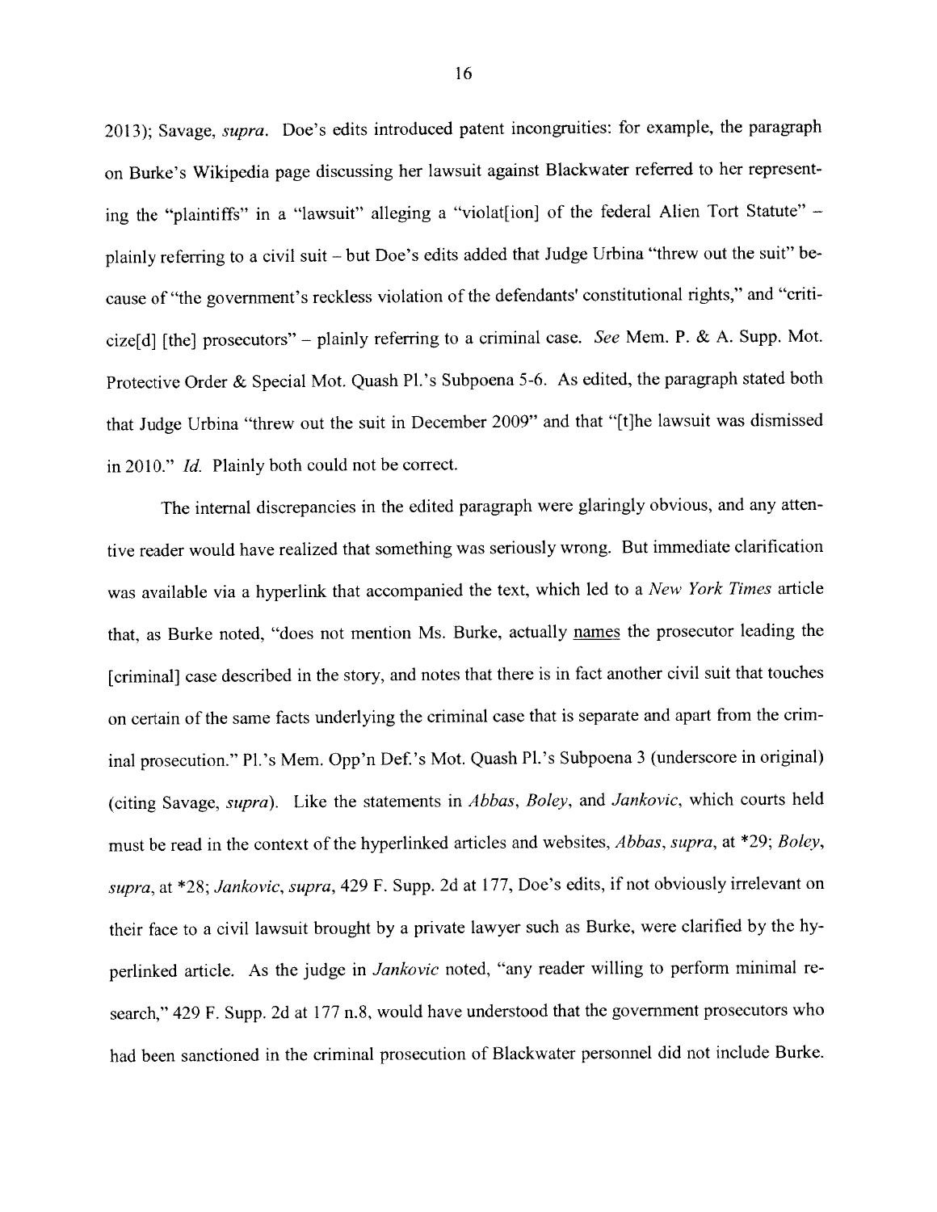2013); Savage, *supra*. Doe's edits introduced patent incongruities: for example, the paragraph on Burke's Wikipedia page discussing her lawsuit against Blackwater referred to her representing the "plaintiffs" in a "lawsuit" alleging a "violat[ion] of the federal Alien Tort Statute" – plainly referring to a civil suit – but Doe's edits added that Judge Urbina "threw out the suit" because of "the government's reckless violation of the defendants' constitutional rights," and "criticize[d] [the] prosecutors" – plainly referring to a criminal case. *See* Mem. P. & A. Supp. Mot. Protective Order & Special Mot. Quash Pl.'s Subpoena 5-6. As edited, the paragraph stated both that Judge Urbina "threw out the suit in December 2009" and that "[t]he lawsuit was dismissed in 2010." *Id.* Plainly both could not be correct.

The internal discrepancies in the edited paragraph were glaringly obvious, and any attentive reader would have realized that something was seriously wrong. But immediate clarification was available via a hyperlink that accompanied the text, which led to a *New York Times* article that, as Burke noted, "does not mention Ms. Burke, actually <u>names</u> the prosecutor leading the [criminal] case described in the story, and notes that there is in fact another civil suit that touches on certain of the same facts underlying the criminal case that is separate and apart from the criminal prosecution." Pl.'s Mem. Opp'n Def.'s Mot. Quash Pl.'s Subpoena 3 (underscore in original) (citing Savage, *supra*). Like the statements in *Abbas*, *Boley*, and *Jankovic*, which courts held must be read in the context of the hyperlinked articles and websites, *Abbas*, *supra*, at *29; *Boley*, *supra*, at *28; *Jankovic*, *supra*, 429 F. Supp. 2d at 177, Doe's edits, if not obviously irrelevant on their face to a civil lawsuit brought by a private lawyer such as Burke, were clarified by the hyperlinked article. As the judge in *Jankovic* noted, "any reader willing to perform minimal research," 429 F. Supp. 2d at 177 n.8, would have understood that the government prosecutors who had been sanctioned in the criminal prosecution of Blackwater personnel did not include Burke.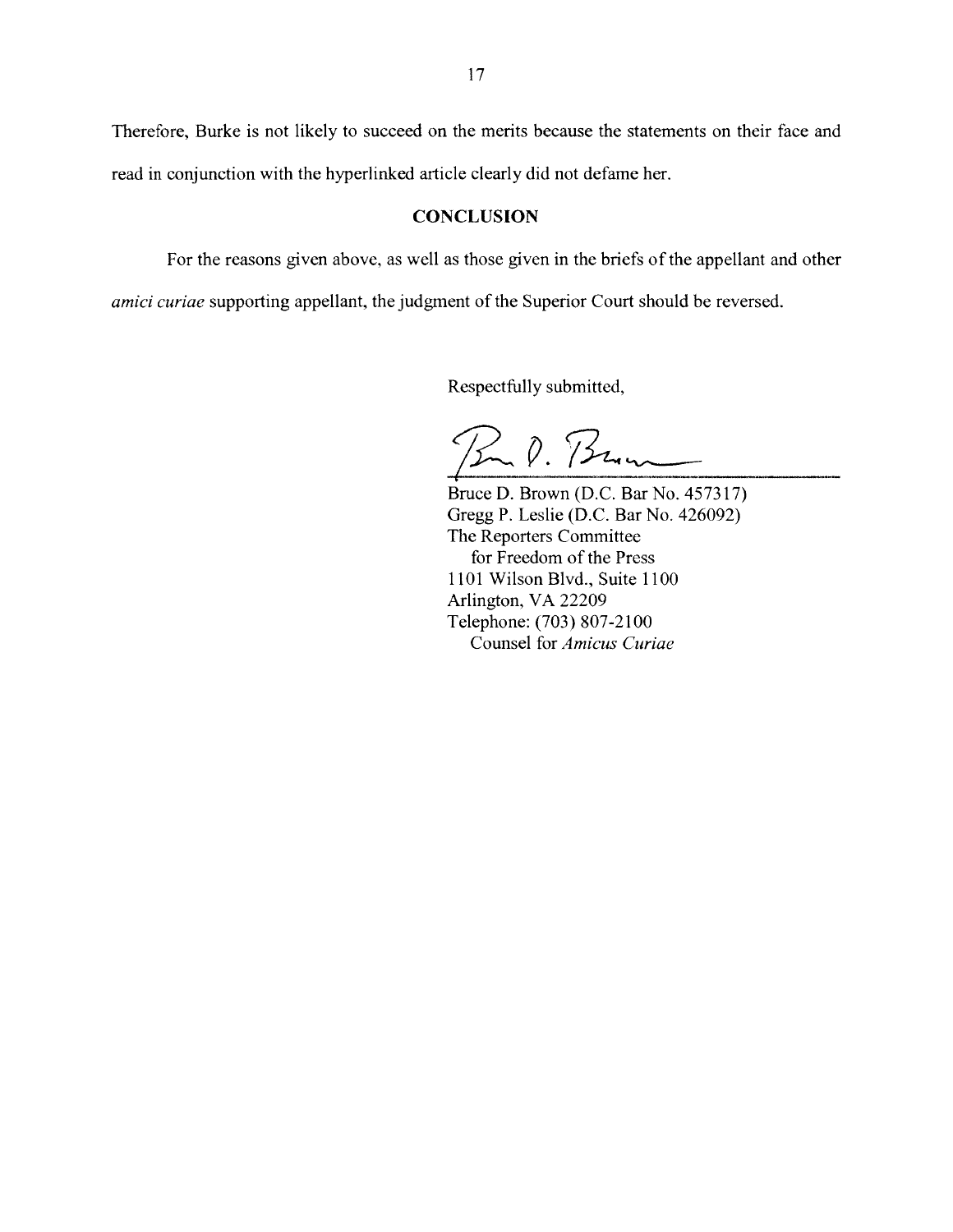Therefore, Burke is not likely to succeed on the merits because the statements on their face and read in conjunction with the hyperlinked article clearly did not defame her.

## CONCLUSION

For the reasons given above, as well as those given in the briefs of the appellant and other *amici curiae* supporting appellant, the judgment of the Superior Court should be reversed.

Respectfully submitted,

Bruce D. Brown (D.C. Bar No. 457317)
Gregg P. Leslie (D.C. Bar No. 426092)
The Reporters Committee
for Freedom of the Press
1101 Wilson Blvd., Suite 1100
Arlington, VA 22209
Telephone: (703) 807-2100
Counsel for *Amicus Curiae*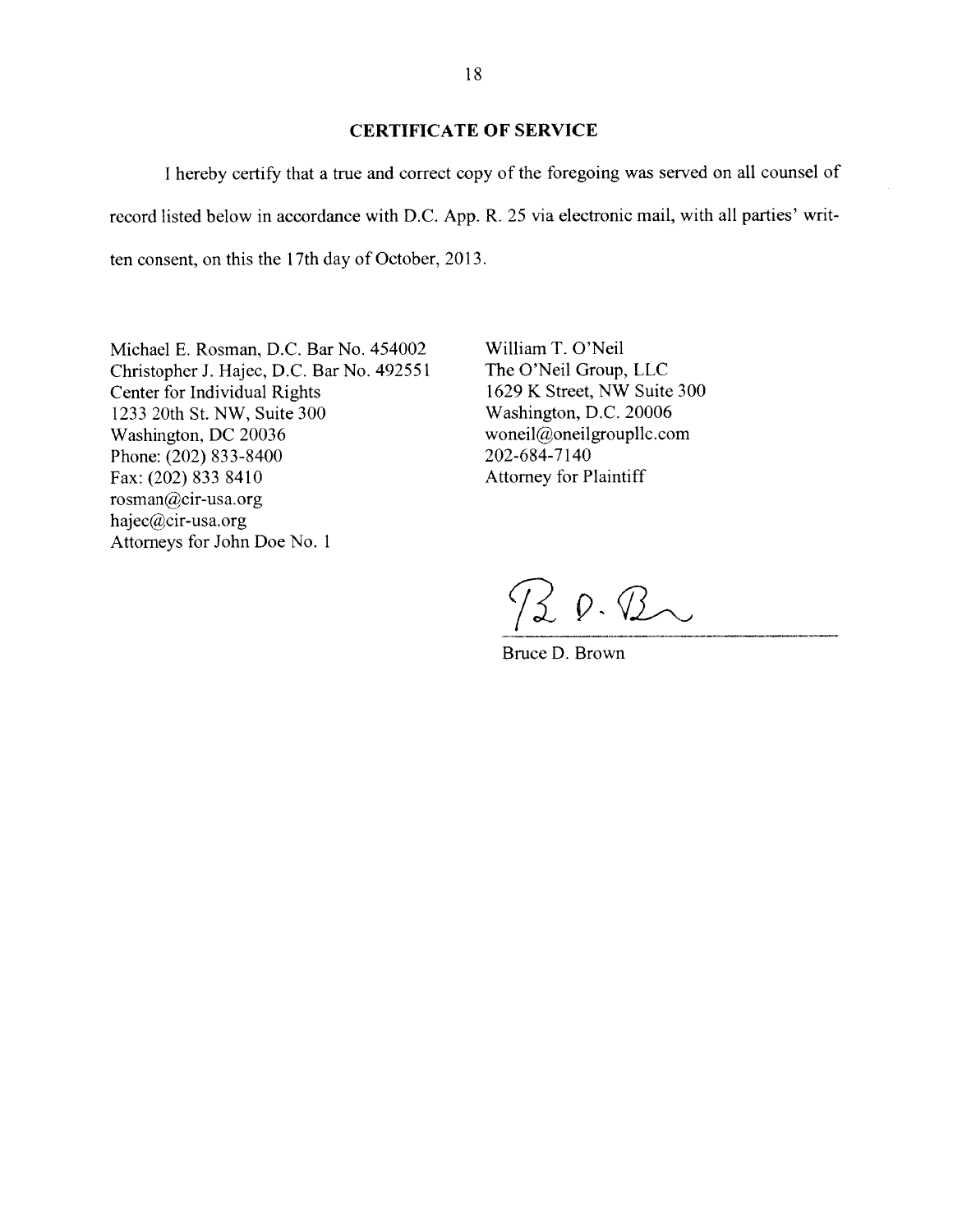## CERTIFICATE OF SERVICE

I hereby certify that a true and correct copy of the foregoing was served on all counsel of record listed below in accordance with D.C. App. R. 25 via electronic mail, with all parties' written consent, on this the 17th day of October, 2013.

Michael E. Rosman, D.C. Bar No. 454002
Christopher J. Hajec, D.C. Bar No. 492551
Center for Individual Rights
1233 20th St. NW, Suite 300
Washington, DC 20036
Phone: (202) 833-8400
Fax: (202) 833 8410
rosman@cir-usa.org
hajec@cir-usa.org
Attorneys for John Doe No. 1

William T. O'Neil
The O'Neil Group, LLC
1629 K Street, NW Suite 300
Washington, D.C. 20006
woneil@oneilgroupllc.com
202-684-7140
Attorney for Plaintiff

Bruce D. Brown